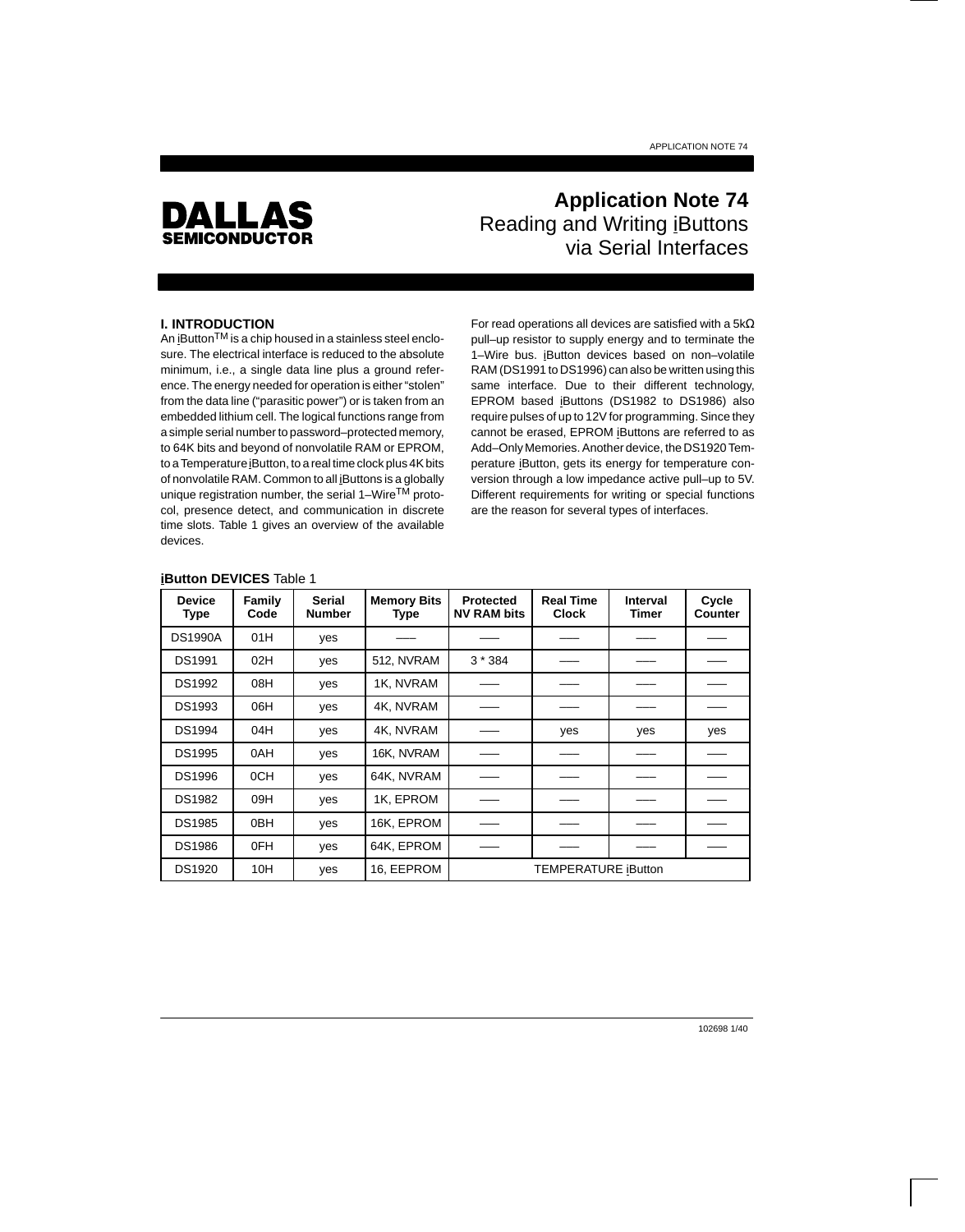DALLAS SEMICONDUCTOR

# Application Note 74
## Reading and Writing iButtons via Serial Interfaces

### I. INTRODUCTION

An iButton[TM] is a chip housed in a stainless steel enclosure. The electrical interface is reduced to the absolute minimum, i.e., a single data line plus a ground reference. The energy needed for operation is either "stolen" from the data line ("parasitic power") or is taken from an embedded lithium cell. The logical functions range from a simple serial number to password–protected memory, to 64K bits and beyond of nonvolatile RAM or EPROM, to a Temperature iButton, to a real time clock plus 4K bits of nonvolatile RAM. Common to all iButtons is a globally unique registration number, the serial 1–Wire[TM] protocol, presence detect, and communication in discrete time slots. Table 1 gives an overview of the available devices.

For read operations all devices are satisfied with a 5kΩ pull–up resistor to supply energy and to terminate the 1–Wire bus. iButton devices based on non–volatile RAM (DS1991 to DS1996) can also be written using this same interface. Due to their different technology, EPROM based iButtons (DS1982 to DS1986) also require pulses of up to 12V for programming. Since they cannot be erased, EPROM iButtons are referred to as Add–Only Memories. Another device, the DS1920 Temperature iButton, gets its energy for temperature conversion through a low impedance active pull–up to 5V. Different requirements for writing or special functions are the reason for several types of interfaces.

**iButton DEVICES** Table 1

| Device Type | Family Code | Serial Number | Memory Bits Type | Protected NV RAM bits | Real Time Clock | Interval Timer | Cycle Counter |
|---|---|---|---|---|---|---|---|
| DS1990A | 01H | yes | — | — | — | — | — |
| DS1991 | 02H | yes | 512, NVRAM | 3 * 384 | — | — | — |
| DS1992 | 08H | yes | 1K, NVRAM | — | — | — | — |
| DS1993 | 06H | yes | 4K, NVRAM | — | — | — | — |
| DS1994 | 04H | yes | 4K, NVRAM | — | yes | yes | yes |
| DS1995 | 0AH | yes | 16K, NVRAM | — | — | — | — |
| DS1996 | 0CH | yes | 64K, NVRAM | — | — | — | — |
| DS1982 | 09H | yes | 1K, EPROM | — | — | — | — |
| DS1985 | 0BH | yes | 16K, EPROM | — | — | — | — |
| DS1986 | 0FH | yes | 64K, EPROM | — | — | — | — |
| DS1920 | 10H | yes | 16, EEPROM | TEMPERATURE iButton | | | |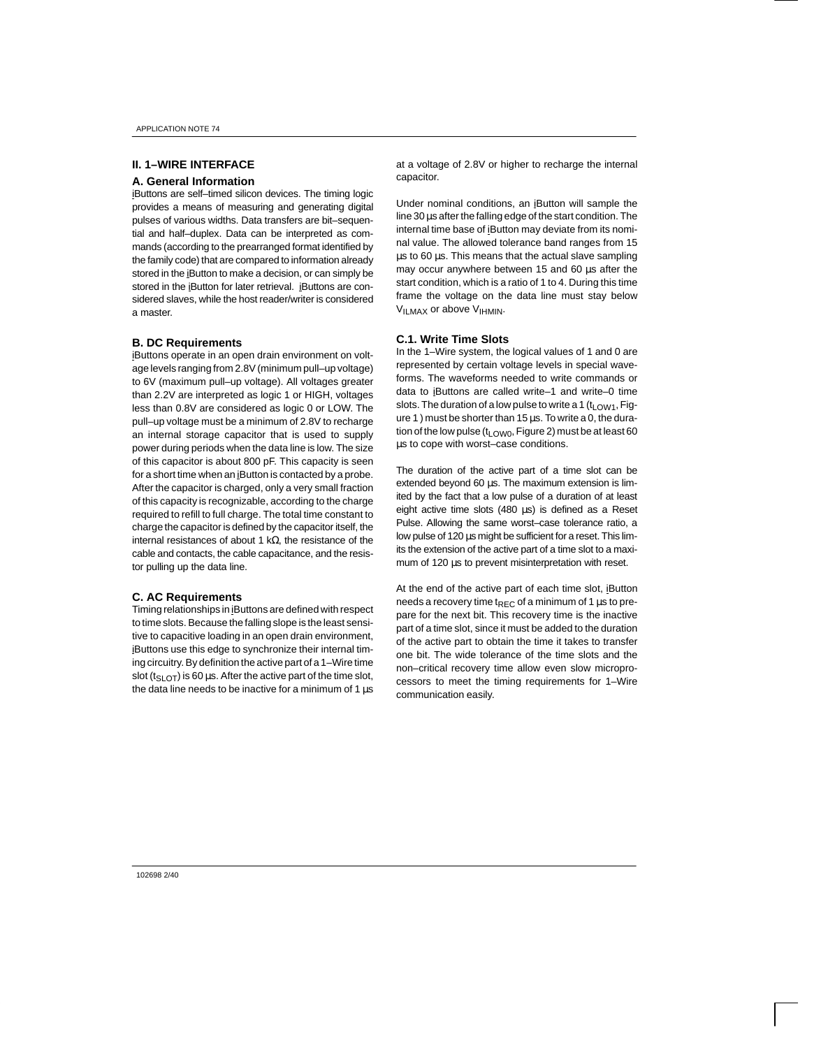## II. 1–WIRE INTERFACE

### A. General Information

iButtons are self–timed silicon devices. The timing logic provides a means of measuring and generating digital pulses of various widths. Data transfers are bit–sequential and half–duplex. Data can be interpreted as commands (according to the prearranged format identified by the family code) that are compared to information already stored in the iButton to make a decision, or can simply be stored in the iButton for later retrieval. iButtons are considered slaves, while the host reader/writer is considered a master.

### B. DC Requirements

iButtons operate in an open drain environment on voltage levels ranging from 2.8V (minimum pull–up voltage) to 6V (maximum pull–up voltage). All voltages greater than 2.2V are interpreted as logic 1 or HIGH, voltages less than 0.8V are considered as logic 0 or LOW. The pull–up voltage must be a minimum of 2.8V to recharge an internal storage capacitor that is used to supply power during periods when the data line is low. The size of this capacitor is about 800 pF. This capacity is seen for a short time when an iButton is contacted by a probe. After the capacitor is charged, only a very small fraction of this capacity is recognizable, according to the charge required to refill to full charge. The total time constant to charge the capacitor is defined by the capacitor itself, the internal resistances of about 1 kΩ, the resistance of the cable and contacts, the cable capacitance, and the resistor pulling up the data line.

### C. AC Requirements

Timing relationships in iButtons are defined with respect to time slots. Because the falling slope is the least sensitive to capacitive loading in an open drain environment, iButtons use this edge to synchronize their internal timing circuitry. By definition the active part of a 1–Wire time slot ($t_{SLOT}$) is 60 µs. After the active part of the time slot, the data line needs to be inactive for a minimum of 1 µs at a voltage of 2.8V or higher to recharge the internal capacitor.

Under nominal conditions, an iButton will sample the line 30 µs after the falling edge of the start condition. The internal time base of iButton may deviate from its nominal value. The allowed tolerance band ranges from 15 µs to 60 µs. This means that the actual slave sampling may occur anywhere between 15 and 60 µs after the start condition, which is a ratio of 1 to 4. During this time frame the voltage on the data line must stay below $V_{ILMAX}$ or above $V_{IHMIN}$.

### C.1. Write Time Slots

In the 1–Wire system, the logical values of 1 and 0 are represented by certain voltage levels in special waveforms. The waveforms needed to write commands or data to iButtons are called write–1 and write–0 time slots. The duration of a low pulse to write a 1 ($t_{LOW1}$, Figure 1 ) must be shorter than 15 µs. To write a 0, the duration of the low pulse ($t_{LOW0}$, Figure 2) must be at least 60 µs to cope with worst–case conditions.

The duration of the active part of a time slot can be extended beyond 60 µs. The maximum extension is limited by the fact that a low pulse of a duration of at least eight active time slots (480 µs) is defined as a Reset Pulse. Allowing the same worst–case tolerance ratio, a low pulse of 120 µs might be sufficient for a reset. This limits the extension of the active part of a time slot to a maximum of 120 µs to prevent misinterpretation with reset.

At the end of the active part of each time slot, iButton needs a recovery time $t_{REC}$ of a minimum of 1 µs to prepare for the next bit. This recovery time is the inactive part of a time slot, since it must be added to the duration of the active part to obtain the time it takes to transfer one bit. The wide tolerance of the time slots and the non–critical recovery time allow even slow microprocessors to meet the timing requirements for 1–Wire communication easily.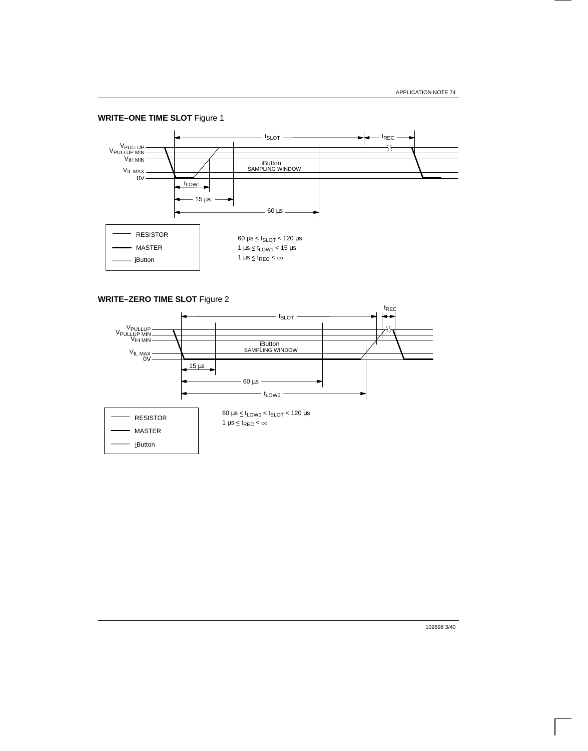**WRITE–ONE TIME SLOT** Figure 1

$t_{SLOT}$ — $t_{REC}$

$V_{PULLUP}$, $V_{PULLUP\ MIN}$, $V_{IH\ MIN}$, $V_{IL\ MAX}$, 0V

iButton SAMPLING WINDOW

$t_{LOW1}$

15 µs

60 µs

Legend: RESISTOR, MASTER, iButton

$60\ \mu s \le t_{SLOT} < 120\ \mu s$
$1\ \mu s \le t_{LOW1} < 15\ \mu s$
$1\ \mu s \le t_{REC} < \infty$

**WRITE–ZERO TIME SLOT** Figure 2

$t_{SLOT}$ — $t_{REC}$

$V_{PULLUP}$, $V_{PULLUP\ MIN}$, $V_{IH\ MIN}$, $V_{IL\ MAX}$, 0V

iButton SAMPLING WINDOW

15 µs

60 µs

$t_{LOW0}$

Legend: RESISTOR, MASTER, iButton

$60\ \mu s \le t_{LOW0} < t_{SLOT} < 120\ \mu s$
$1\ \mu s \le t_{REC} < \infty$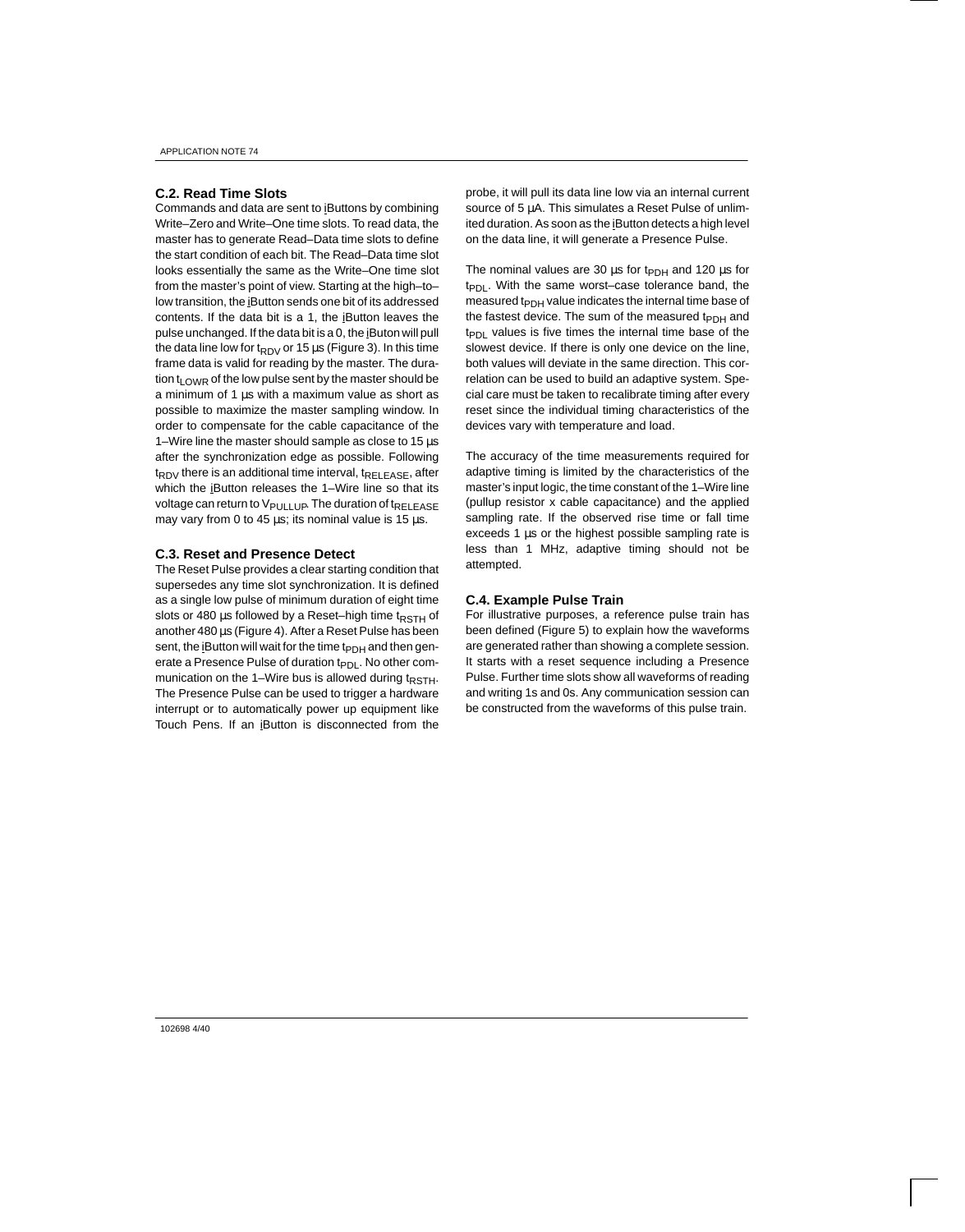### C.2. Read Time Slots

Commands and data are sent to iButtons by combining Write–Zero and Write–One time slots. To read data, the master has to generate Read–Data time slots to define the start condition of each bit. The Read–Data time slot looks essentially the same as the Write–One time slot from the master's point of view. Starting at the high–to–low transition, the iButton sends one bit of its addressed contents. If the data bit is a 1, the iButton leaves the pulse unchanged. If the data bit is a 0, the iButon will pull the data line low for $t_{RDV}$ or 15 µs (Figure 3). In this time frame data is valid for reading by the master. The duration $t_{LOWR}$ of the low pulse sent by the master should be a minimum of 1 µs with a maximum value as short as possible to maximize the master sampling window. In order to compensate for the cable capacitance of the 1–Wire line the master should sample as close to 15 µs after the synchronization edge as possible. Following $t_{RDV}$ there is an additional time interval, $t_{RELEASE}$, after which the iButton releases the 1–Wire line so that its voltage can return to $V_{PULLUP}$. The duration of $t_{RELEASE}$ may vary from 0 to 45 µs; its nominal value is 15 µs.

### C.3. Reset and Presence Detect

The Reset Pulse provides a clear starting condition that supersedes any time slot synchronization. It is defined as a single low pulse of minimum duration of eight time slots or 480 µs followed by a Reset–high time $t_{RSTH}$ of another 480 µs (Figure 4). After a Reset Pulse has been sent, the iButton will wait for the time $t_{PDH}$ and then generate a Presence Pulse of duration $t_{PDL}$. No other communication on the 1–Wire bus is allowed during $t_{RSTH}$. The Presence Pulse can be used to trigger a hardware interrupt or to automatically power up equipment like Touch Pens. If an iButton is disconnected from the probe, it will pull its data line low via an internal current source of 5 µA. This simulates a Reset Pulse of unlimited duration. As soon as the iButton detects a high level on the data line, it will generate a Presence Pulse.

The nominal values are 30 µs for $t_{PDH}$ and 120 µs for $t_{PDL}$. With the same worst–case tolerance band, the measured $t_{PDH}$ value indicates the internal time base of the fastest device. The sum of the measured $t_{PDH}$ and $t_{PDL}$ values is five times the internal time base of the slowest device. If there is only one device on the line, both values will deviate in the same direction. This correlation can be used to build an adaptive system. Special care must be taken to recalibrate timing after every reset since the individual timing characteristics of the devices vary with temperature and load.

The accuracy of the time measurements required for adaptive timing is limited by the characteristics of the master's input logic, the time constant of the 1–Wire line (pullup resistor x cable capacitance) and the applied sampling rate. If the observed rise time or fall time exceeds 1 µs or the highest possible sampling rate is less than 1 MHz, adaptive timing should not be attempted.

### C.4. Example Pulse Train

For illustrative purposes, a reference pulse train has been defined (Figure 5) to explain how the waveforms are generated rather than showing a complete session. It starts with a reset sequence including a Presence Pulse. Further time slots show all waveforms of reading and writing 1s and 0s. Any communication session can be constructed from the waveforms of this pulse train.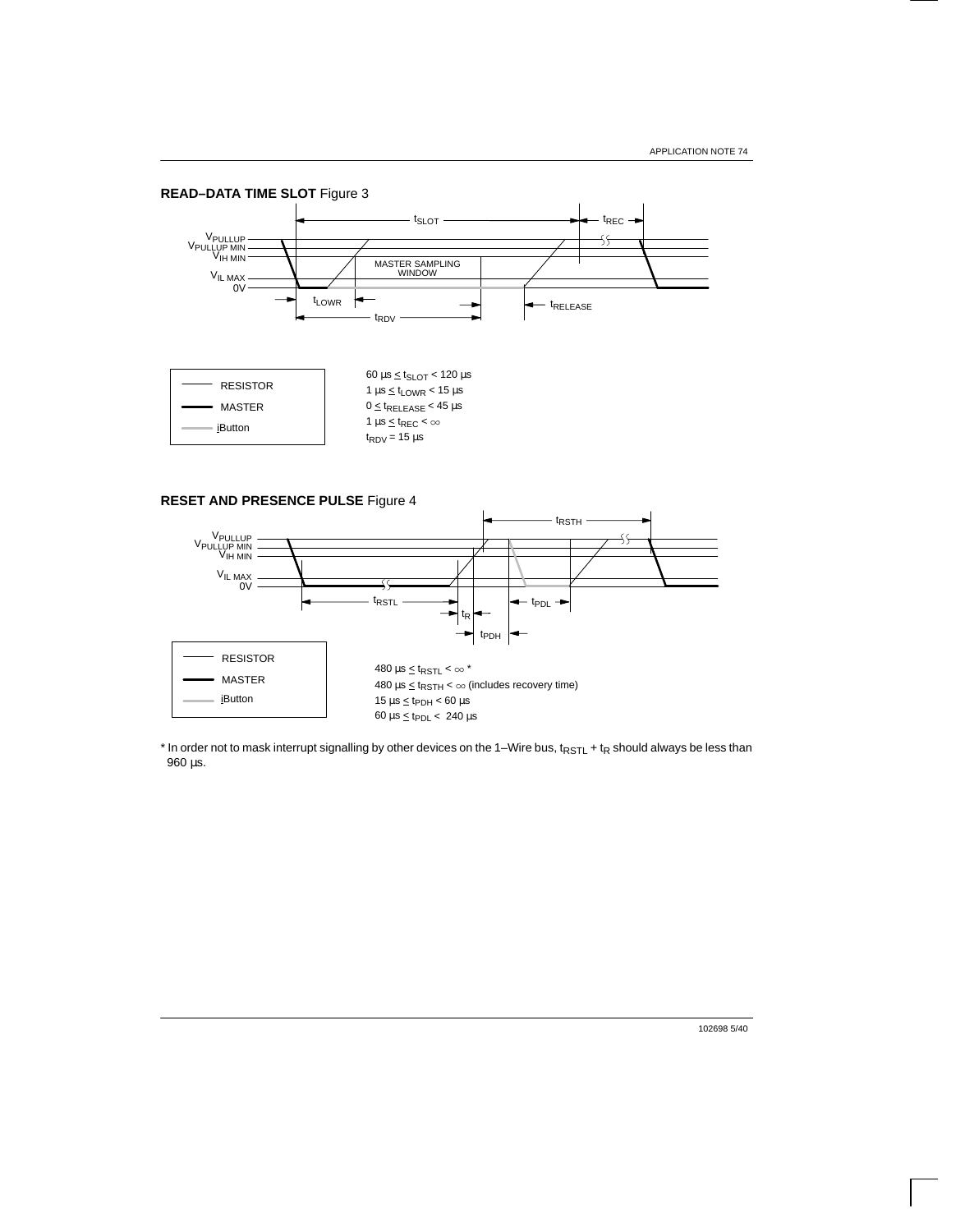**READ–DATA TIME SLOT** Figure 3

RESISTOR

MASTER

iButton

$60\ \mu s \leq t_{SLOT} < 120\ \mu s$
$1\ \mu s \leq t_{LOWR} < 15\ \mu s$
$0 \leq t_{RELEASE} < 45\ \mu s$
$1\ \mu s \leq t_{REC} < \infty$
$t_{RDV} = 15\ \mu s$

**RESET AND PRESENCE PULSE** Figure 4

RESISTOR

MASTER

iButton

$480\ \mu s \leq t_{RSTL} < \infty$ *
$480\ \mu s \leq t_{RSTH} < \infty$ (includes recovery time)
$15\ \mu s \leq t_{PDH} < 60\ \mu s$
$60\ \mu s \leq t_{PDL} < 240\ \mu s$

* In order not to mask interrupt signalling by other devices on the 1–Wire bus, $t_{RSTL} + t_R$ should always be less than 960 µs.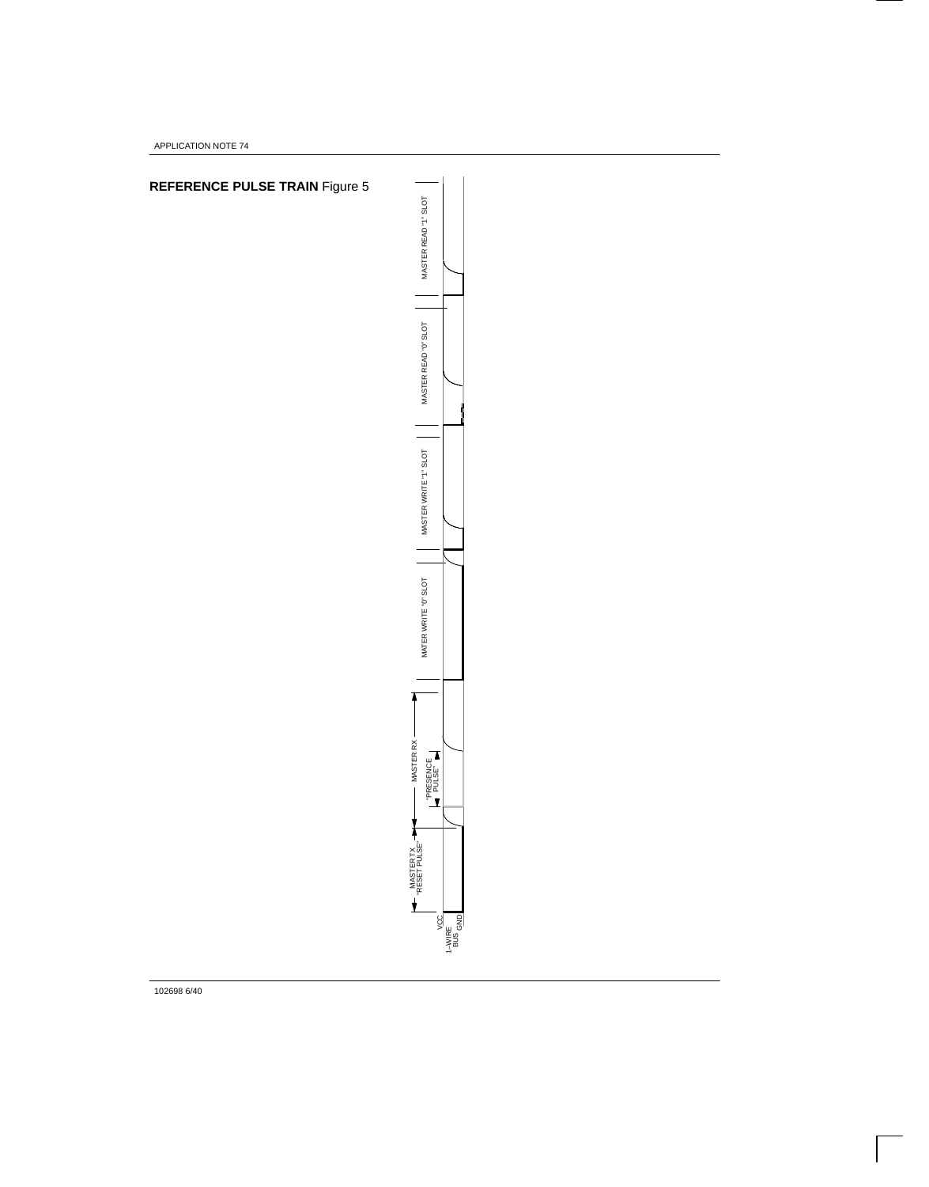**REFERENCE PULSE TRAIN** Figure 5

MASTER TX "RESET PULSE"

MASTER RX

"PRESENCE PULSE"

MATER WRITE "0" SLOT

MASTER WRITE "1" SLOT

MASTER READ "0" SLOT

MASTER READ "1" SLOT

VCC

1–WIRE BUS

GND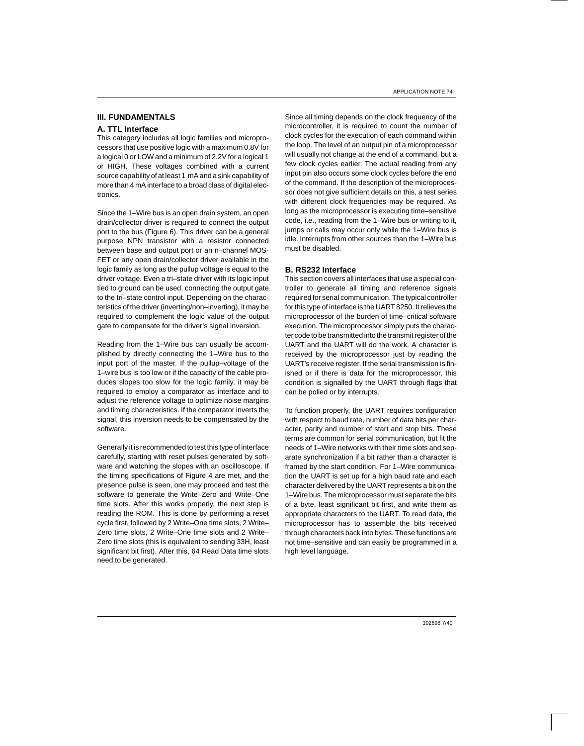## III. FUNDAMENTALS

### A. TTL Interface

This category includes all logic families and microprocessors that use positive logic with a maximum 0.8V for a logical 0 or LOW and a minimum of 2.2V for a logical 1 or HIGH. These voltages combined with a current source capability of at least 1 mA and a sink capability of more than 4 mA interface to a broad class of digital electronics.

Since the 1–Wire bus is an open drain system, an open drain/collector driver is required to connect the output port to the bus (Figure 6). This driver can be a general purpose NPN transistor with a resistor connected between base and output port or an n–channel MOSFET or any open drain/collector driver available in the logic family as long as the pullup voltage is equal to the driver voltage. Even a tri–state driver with its logic input tied to ground can be used, connecting the output gate to the tri–state control input. Depending on the characteristics of the driver (inverting/non–inverting), it may be required to complement the logic value of the output gate to compensate for the driver's signal inversion.

Reading from the 1–Wire bus can usually be accomplished by directly connecting the 1–Wire bus to the input port of the master. If the pullup–voltage of the 1–wire bus is too low or if the capacity of the cable produces slopes too slow for the logic family, it may be required to employ a comparator as interface and to adjust the reference voltage to optimize noise margins and timing characteristics. If the comparator inverts the signal, this inversion needs to be compensated by the software.

Generally it is recommended to test this type of interface carefully, starting with reset pulses generated by software and watching the slopes with an oscilloscope. If the timing specifications of Figure 4 are met, and the presence pulse is seen, one may proceed and test the software to generate the Write–Zero and Write–One time slots. After this works properly, the next step is reading the ROM. This is done by performing a reset cycle first, followed by 2 Write–One time slots, 2 Write–Zero time slots, 2 Write–One time slots and 2 Write–Zero time slots (this is equivalent to sending 33H, least significant bit first). After this, 64 Read Data time slots need to be generated.

Since all timing depends on the clock frequency of the microcontroller, it is required to count the number of clock cycles for the execution of each command within the loop. The level of an output pin of a microprocessor will usually not change at the end of a command, but a few clock cycles earlier. The actual reading from any input pin also occurs some clock cycles before the end of the command. If the description of the microprocessor does not give sufficient details on this, a test series with different clock frequencies may be required. As long as the microprocessor is executing time–sensitive code, i.e., reading from the 1–Wire bus or writing to it, jumps or calls may occur only while the 1–Wire bus is idle. Interrupts from other sources than the 1–Wire bus must be disabled.

### B. RS232 Interface

This section covers all interfaces that use a special controller to generate all timing and reference signals required for serial communication. The typical controller for this type of interface is the UART 8250. It relieves the microprocessor of the burden of time–critical software execution. The microprocessor simply puts the character code to be transmitted into the transmit register of the UART and the UART will do the work. A character is received by the microprocessor just by reading the UART's receive register. If the serial transmission is finished or if there is data for the microprocessor, this condition is signalled by the UART through flags that can be polled or by interrupts.

To function properly, the UART requires configuration with respect to baud rate, number of data bits per character, parity and number of start and stop bits. These terms are common for serial communication, but fit the needs of 1–Wire networks with their time slots and separate synchronization if a bit rather than a character is framed by the start condition. For 1–Wire communication the UART is set up for a high baud rate and each character delivered by the UART represents a bit on the 1–Wire bus. The microprocessor must separate the bits of a byte, least significant bit first, and write them as appropriate characters to the UART. To read data, the microprocessor has to assemble the bits received through characters back into bytes. These functions are not time–sensitive and can easily be programmed in a high level language.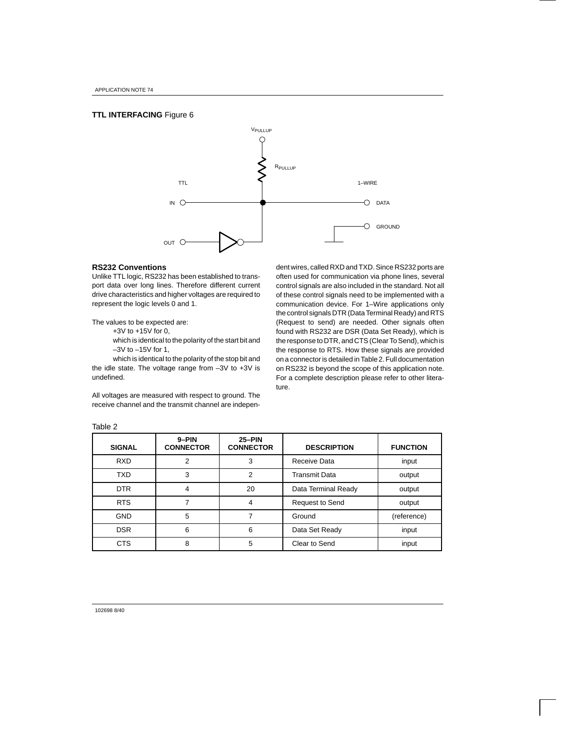**TTL INTERFACING** Figure 6

$V_{PULLUP}$

$R_{PULLUP}$

TTL

1–WIRE

IN

DATA

GROUND

OUT

### RS232 Conventions

Unlike TTL logic, RS232 has been established to transport data over long lines. Therefore different current drive characteristics and higher voltages are required to represent the logic levels 0 and 1.

The values to be expected are:

+3V to +15V for 0,

which is identical to the polarity of the start bit and

–3V to –15V for 1,

which is identical to the polarity of the stop bit and the idle state. The voltage range from –3V to +3V is undefined.

All voltages are measured with respect to ground. The receive channel and the transmit channel are independent wires, called RXD and TXD. Since RS232 ports are often used for communication via phone lines, several control signals are also included in the standard. Not all of these control signals need to be implemented with a communication device. For 1–Wire applications only the control signals DTR (Data Terminal Ready) and RTS (Request to send) are needed. Other signals often found with RS232 are DSR (Data Set Ready), which is the response to DTR, and CTS (Clear To Send), which is the response to RTS. How these signals are provided on a connector is detailed in Table 2. Full documentation on RS232 is beyond the scope of this application note. For a complete description please refer to other literature.

Table 2

| SIGNAL | 9–PIN CONNECTOR | 25–PIN CONNECTOR | DESCRIPTION | FUNCTION |
|---|---|---|---|---|
| RXD | 2 | 3 | Receive Data | input |
| TXD | 3 | 2 | Transmit Data | output |
| DTR | 4 | 20 | Data Terminal Ready | output |
| RTS | 7 | 4 | Request to Send | output |
| GND | 5 | 7 | Ground | (reference) |
| DSR | 6 | 6 | Data Set Ready | input |
| CTS | 8 | 5 | Clear to Send | input |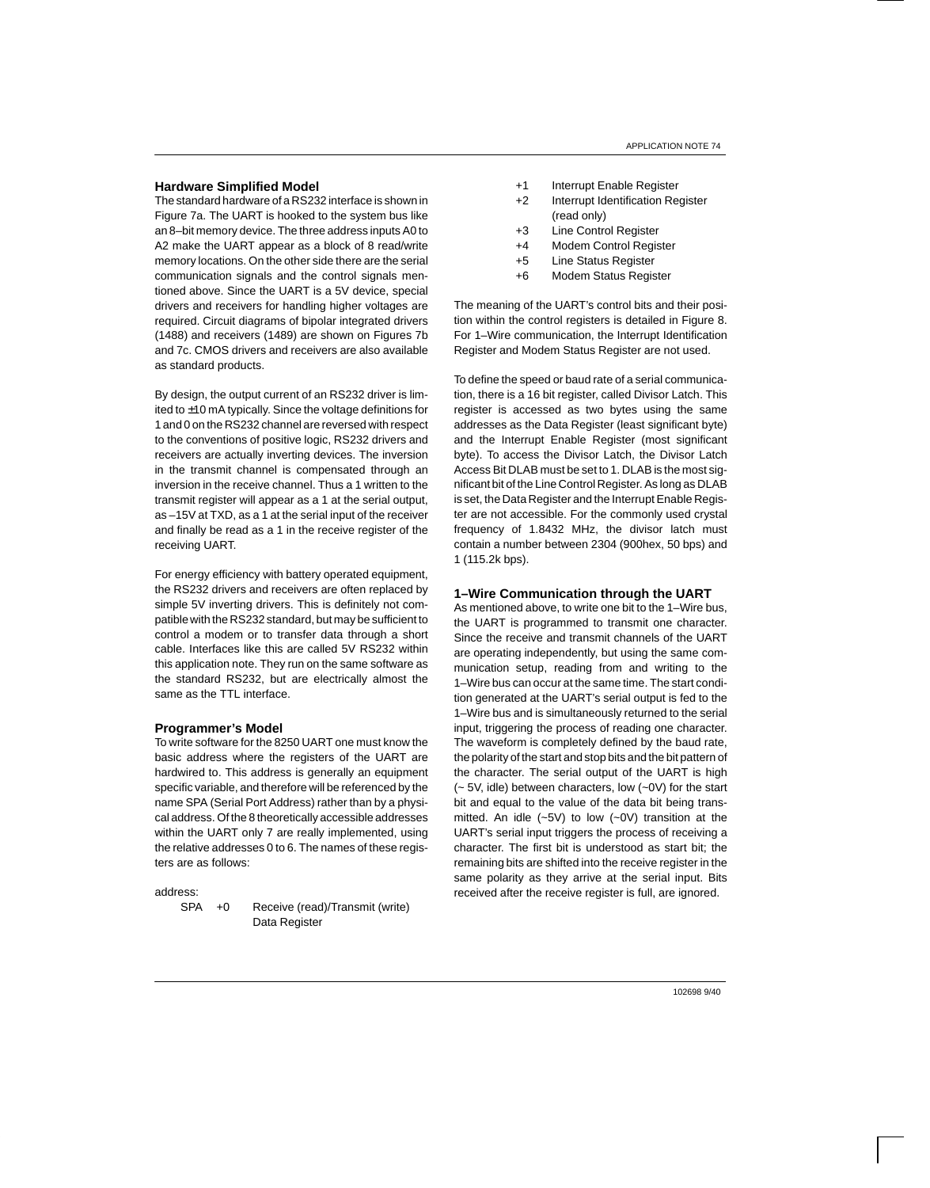### Hardware Simplified Model

The standard hardware of a RS232 interface is shown in Figure 7a. The UART is hooked to the system bus like an 8–bit memory device. The three address inputs A0 to A2 make the UART appear as a block of 8 read/write memory locations. On the other side there are the serial communication signals and the control signals mentioned above. Since the UART is a 5V device, special drivers and receivers for handling higher voltages are required. Circuit diagrams of bipolar integrated drivers (1488) and receivers (1489) are shown on Figures 7b and 7c. CMOS drivers and receivers are also available as standard products.

By design, the output current of an RS232 driver is limited to ±10 mA typically. Since the voltage definitions for 1 and 0 on the RS232 channel are reversed with respect to the conventions of positive logic, RS232 drivers and receivers are actually inverting devices. The inversion in the transmit channel is compensated through an inversion in the receive channel. Thus a 1 written to the transmit register will appear as a 1 at the serial output, as –15V at TXD, as a 1 at the serial input of the receiver and finally be read as a 1 in the receive register of the receiving UART.

For energy efficiency with battery operated equipment, the RS232 drivers and receivers are often replaced by simple 5V inverting drivers. This is definitely not compatible with the RS232 standard, but may be sufficient to control a modem or to transfer data through a short cable. Interfaces like this are called 5V RS232 within this application note. They run on the same software as the standard RS232, but are electrically almost the same as the TTL interface.

### Programmer's Model

To write software for the 8250 UART one must know the basic address where the registers of the UART are hardwired to. This address is generally an equipment specific variable, and therefore will be referenced by the name SPA (Serial Port Address) rather than by a physical address. Of the 8 theoretically accessible addresses within the UART only 7 are really implemented, using the relative addresses 0 to 6. The names of these registers are as follows:

address:

| | | |
|---|---|---|
| SPA | +0 | Receive (read)/Transmit (write) Data Register |
| | +1 | Interrupt Enable Register |
| | +2 | Interrupt Identification Register (read only) |
| | +3 | Line Control Register |
| | +4 | Modem Control Register |
| | +5 | Line Status Register |
| | +6 | Modem Status Register |

The meaning of the UART's control bits and their position within the control registers is detailed in Figure 8. For 1–Wire communication, the Interrupt Identification Register and Modem Status Register are not used.

To define the speed or baud rate of a serial communication, there is a 16 bit register, called Divisor Latch. This register is accessed as two bytes using the same addresses as the Data Register (least significant byte) and the Interrupt Enable Register (most significant byte). To access the Divisor Latch, the Divisor Latch Access Bit DLAB must be set to 1. DLAB is the most significant bit of the Line Control Register. As long as DLAB is set, the Data Register and the Interrupt Enable Register are not accessible. For the commonly used crystal frequency of 1.8432 MHz, the divisor latch must contain a number between 2304 (900hex, 50 bps) and 1 (115.2k bps).

### 1–Wire Communication through the UART

As mentioned above, to write one bit to the 1–Wire bus, the UART is programmed to transmit one character. Since the receive and transmit channels of the UART are operating independently, but using the same communication setup, reading from and writing to the 1–Wire bus can occur at the same time. The start condition generated at the UART's serial output is fed to the 1–Wire bus and is simultaneously returned to the serial input, triggering the process of reading one character. The waveform is completely defined by the baud rate, the polarity of the start and stop bits and the bit pattern of the character. The serial output of the UART is high (~ 5V, idle) between characters, low (~0V) for the start bit and equal to the value of the data bit being transmitted. An idle (~5V) to low (~0V) transition at the UART's serial input triggers the process of receiving a character. The first bit is understood as start bit; the remaining bits are shifted into the receive register in the same polarity as they arrive at the serial input. Bits received after the receive register is full, are ignored.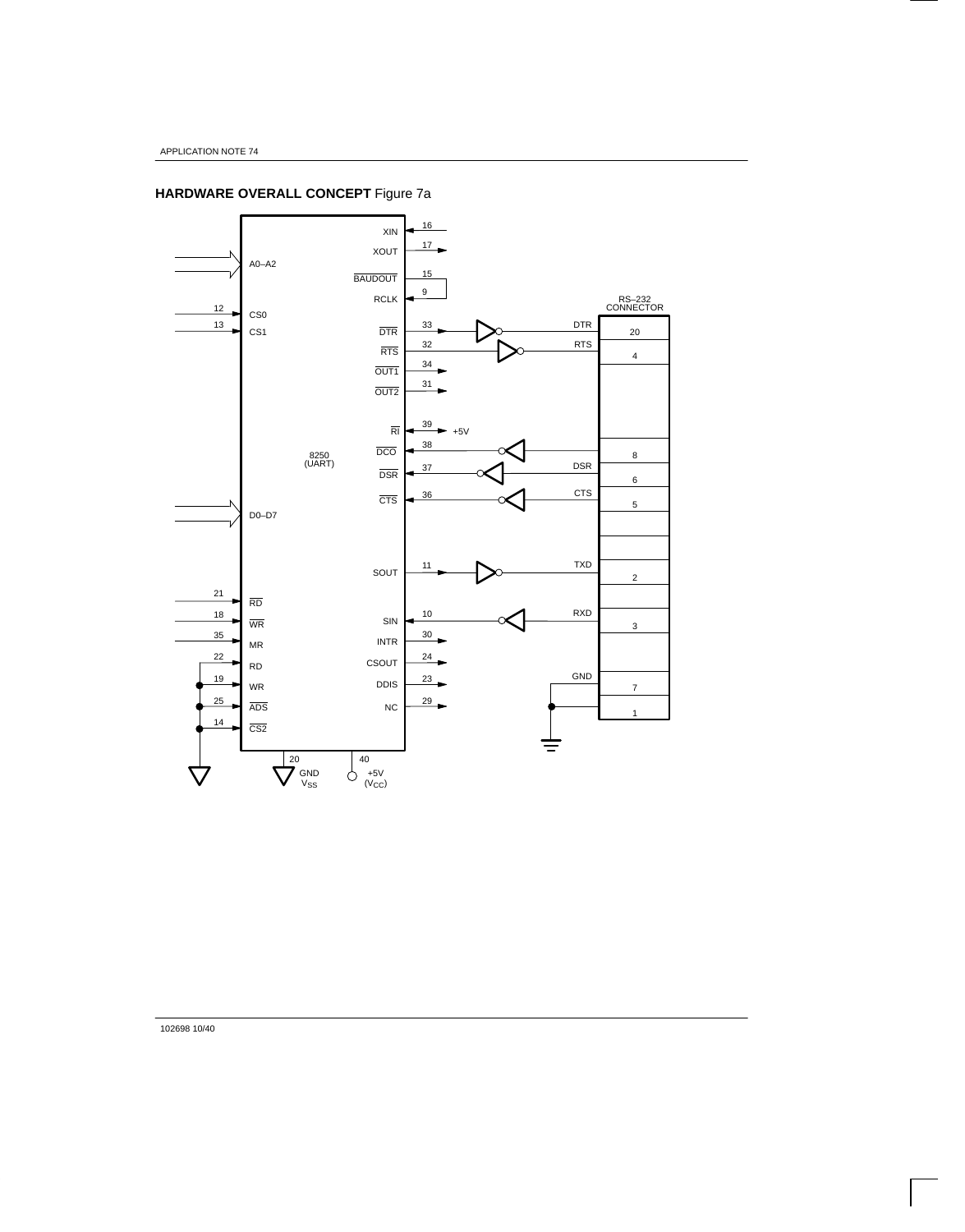**HARDWARE OVERALL CONCEPT** Figure 7a

8250 (UART)

| Pin | Signal | | Pin | Signal |
|---|---|---|---|---|
| | A0–A2 | | 16 | XIN |
| 12 | CS0 | | 17 | XOUT |
| 13 | CS1 | | 15 | BAUDOUT |
| | D0–D7 | | 9 | RCLK |
| 21 | RD | | 33 | DTR |
| 18 | WR | | 32 | RTS |
| 35 | MR | | 34 | OUT1 |
| 22 | RD | | 31 | OUT2 |
| 19 | WR | | 39 | RI (+5V) |
| 25 | ADS | | 38 | DCO |
| 14 | CS2 | | 37 | DSR |
| 20 | GND $V_{SS}$ | | 36 | CTS |
| 40 | +5V ($V_{CC}$) | | 11 | SOUT |
| | | | 10 | SIN |
| | | | 30 | INTR |
| | | | 24 | CSOUT |
| | | | 23 | DDIS |
| | | | 29 | NC |

RS–232 CONNECTOR

| Signal | Pin |
|---|---|
| DTR | 20 |
| RTS | 4 |
| (DCO) | 8 |
| DSR | 6 |
| CTS | 5 |
| TXD | 2 |
| RXD | 3 |
| GND | 7 |
| GND | 1 |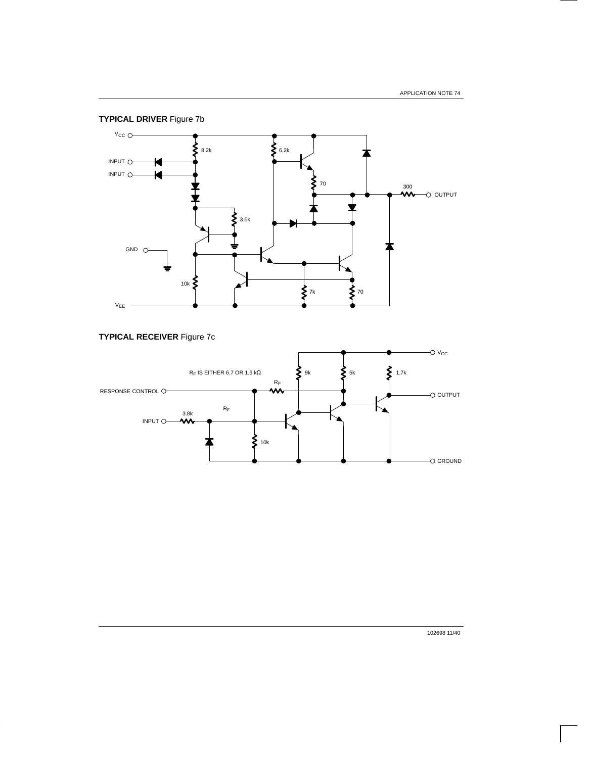**TYPICAL DRIVER** Figure 7b

**TYPICAL RECEIVER** Figure 7c

$R_F$ IS EITHER 6.7 OR 1.6 kΩ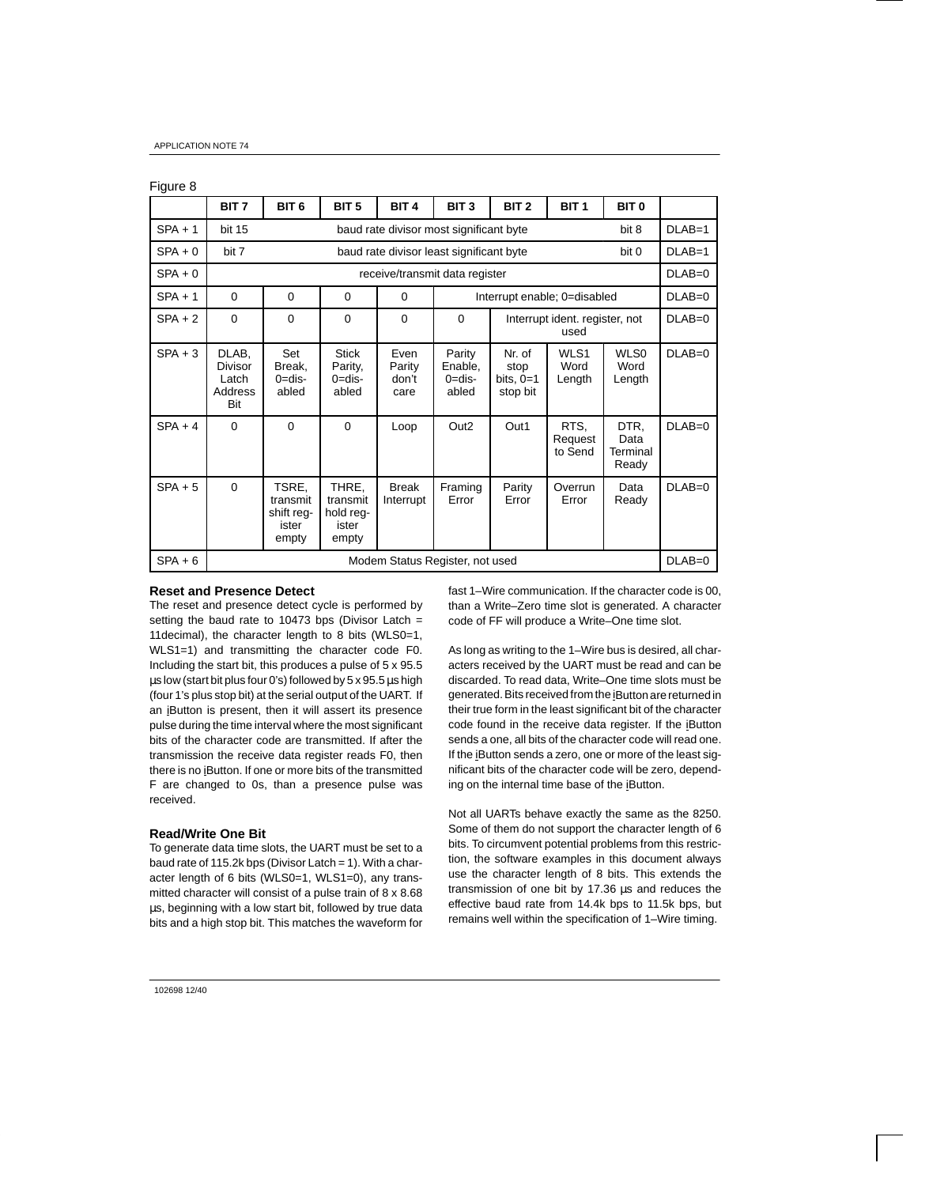Figure 8

| | BIT 7 | BIT 6 | BIT 5 | BIT 4 | BIT 3 | BIT 2 | BIT 1 | BIT 0 | |
|---|---|---|---|---|---|---|---|---|---|
| SPA + 1 | bit 15 | baud rate divisor most significant byte | | | | | | bit 8 | DLAB=1 |
| SPA + 0 | bit 7 | baud rate divisor least significant byte | | | | | | bit 0 | DLAB=1 |
| SPA + 0 | receive/transmit data register | | | | | | | | DLAB=0 |
| SPA + 1 | 0 | 0 | 0 | 0 | Interrupt enable; 0=disabled | | | | DLAB=0 |
| SPA + 2 | 0 | 0 | 0 | 0 | 0 | Interrupt ident. register, not used | | | DLAB=0 |
| SPA + 3 | DLAB, Divisor Latch Address Bit | Set Break, 0=disabled | Stick Parity, 0=disabled | Even Parity don't care | Parity Enable, 0=disabled | Nr. of stop bits, 0=1 stop bit | WLS1 Word Length | WLS0 Word Length | DLAB=0 |
| SPA + 4 | 0 | 0 | 0 | Loop | Out2 | Out1 | RTS, Request to Send | DTR, Data Terminal Ready | DLAB=0 |
| SPA + 5 | 0 | TSRE, transmit shift register empty | THRE, transmit hold register empty | Break Interrupt | Framing Error | Parity Error | Overrun Error | Data Ready | DLAB=0 |
| SPA + 6 | Modem Status Register, not used | | | | | | | | DLAB=0 |

### Reset and Presence Detect

The reset and presence detect cycle is performed by setting the baud rate to 10473 bps (Divisor Latch = 11decimal), the character length to 8 bits (WLS0=1, WLS1=1) and transmitting the character code F0. Including the start bit, this produces a pulse of 5 x 95.5 µs low (start bit plus four 0's) followed by 5 x 95.5 µs high (four 1's plus stop bit) at the serial output of the UART. If an iButton is present, then it will assert its presence pulse during the time interval where the most significant bits of the character code are transmitted. If after the transmission the receive data register reads F0, then there is no iButton. If one or more bits of the transmitted F are changed to 0s, than a presence pulse was received.

### Read/Write One Bit

To generate data time slots, the UART must be set to a baud rate of 115.2k bps (Divisor Latch = 1). With a character length of 6 bits (WLS0=1, WLS1=0), any transmitted character will consist of a pulse train of 8 x 8.68 µs, beginning with a low start bit, followed by true data bits and a high stop bit. This matches the waveform for fast 1–Wire communication. If the character code is 00, than a Write–Zero time slot is generated. A character code of FF will produce a Write–One time slot.

As long as writing to the 1–Wire bus is desired, all characters received by the UART must be read and can be discarded. To read data, Write–One time slots must be generated. Bits received from the iButton are returned in their true form in the least significant bit of the character code found in the receive data register. If the iButton sends a one, all bits of the character code will read one. If the iButton sends a zero, one or more of the least significant bits of the character code will be zero, depending on the internal time base of the iButton.

Not all UARTs behave exactly the same as the 8250. Some of them do not support the character length of 6 bits. To circumvent potential problems from this restriction, the software examples in this document always use the character length of 8 bits. This extends the transmission of one bit by 17.36 µs and reduces the effective baud rate from 14.4k bps to 11.5k bps, but remains well within the specification of 1–Wire timing.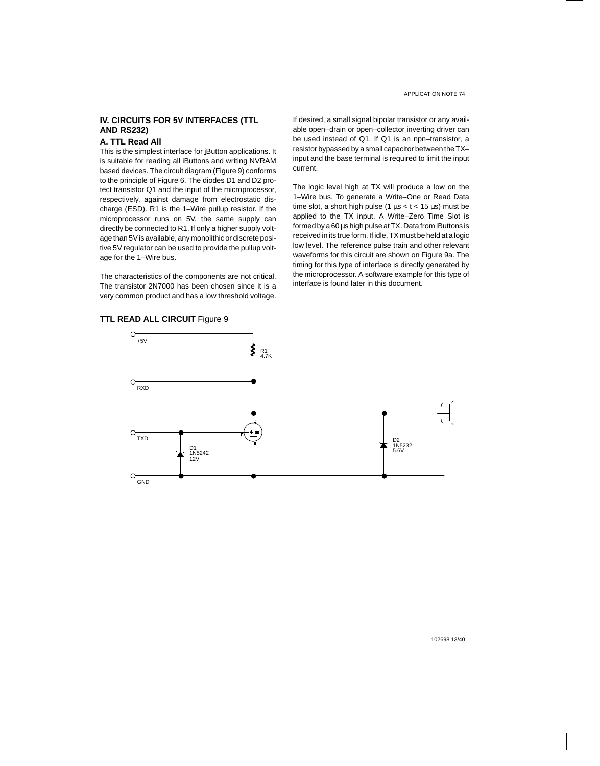## IV. CIRCUITS FOR 5V INTERFACES (TTL AND RS232)

### A. TTL Read All

This is the simplest interface for iButton applications. It is suitable for reading all iButtons and writing NVRAM based devices. The circuit diagram (Figure 9) conforms to the principle of Figure 6. The diodes D1 and D2 protect transistor Q1 and the input of the microprocessor, respectively, against damage from electrostatic discharge (ESD). R1 is the 1–Wire pullup resistor. If the microprocessor runs on 5V, the same supply can directly be connected to R1. If only a higher supply voltage than 5V is available, any monolithic or discrete positive 5V regulator can be used to provide the pullup voltage for the 1–Wire bus.

The characteristics of the components are not critical. The transistor 2N7000 has been chosen since it is a very common product and has a low threshold voltage.

If desired, a small signal bipolar transistor or any available open–drain or open–collector inverting driver can be used instead of Q1. If Q1 is an npn–transistor, a resistor bypassed by a small capacitor between the TX–input and the base terminal is required to limit the input current.

The logic level high at TX will produce a low on the 1–Wire bus. To generate a Write–One or Read Data time slot, a short high pulse (1 µs < t < 15 µs) must be applied to the TX input. A Write–Zero Time Slot is formed by a 60 µs high pulse at TX. Data from iButtons is received in its true form. If idle, TX must be held at a logic low level. The reference pulse train and other relevant waveforms for this circuit are shown on Figure 9a. The timing for this type of interface is directly generated by the microprocessor. A software example for this type of interface is found later in this document.

**TTL READ ALL CIRCUIT** Figure 9

+5V

R1 4.7K

RXD

TXD

D1 1N5242 12V

D G S

D2 1N5232 5.6V

GND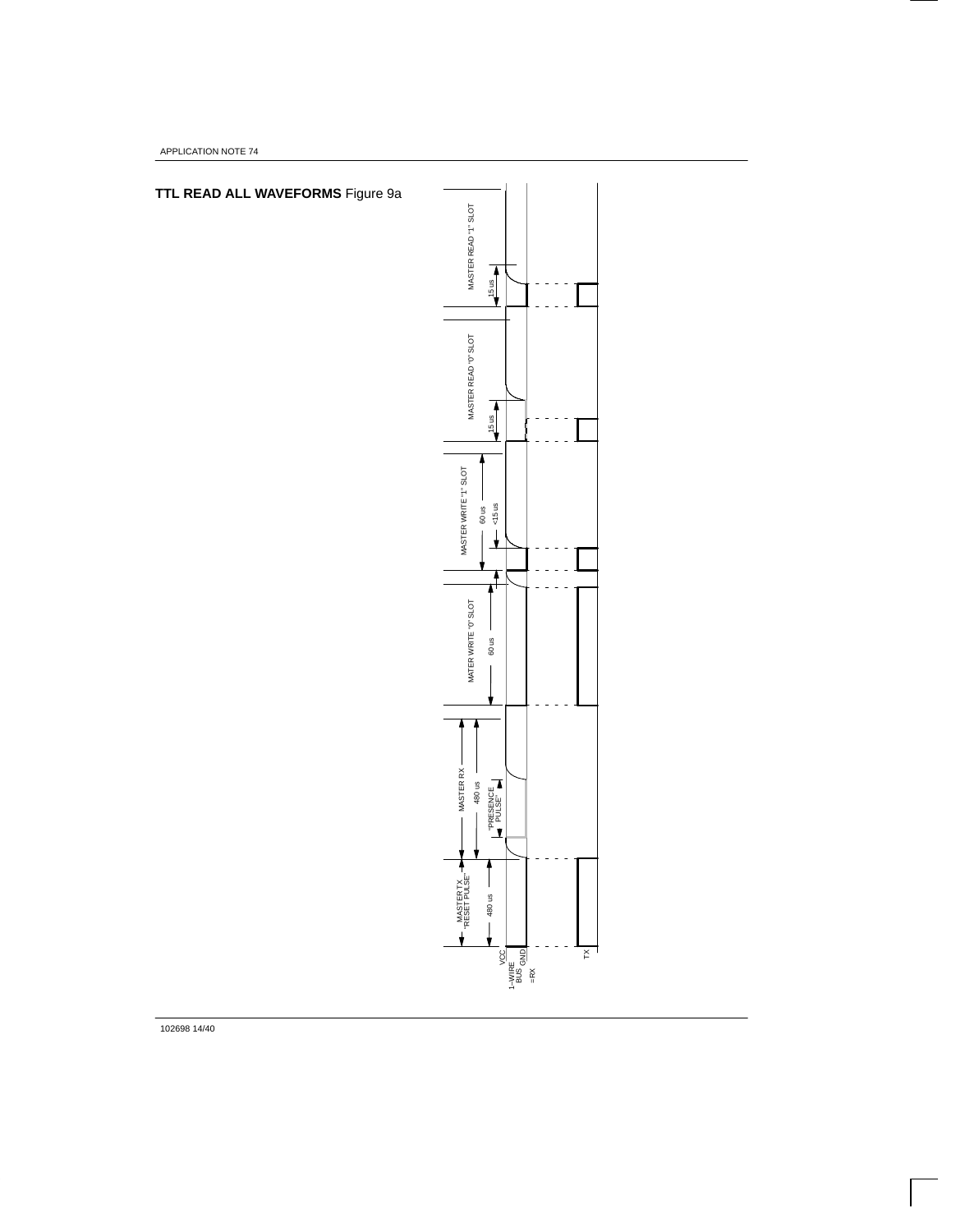**TTL READ ALL WAVEFORMS** Figure 9a

MASTER TX "RESET PULSE"

480 us

MASTER RX

480 us

"PRESENCE PULSE"

MATER WRITE "0" SLOT

60 us

MASTER WRITE "1" SLOT

60 us

<15 us

MASTER READ "0" SLOT

15 us

MASTER READ "1" SLOT

15 us

VCC

1–WIRE BUS

GND

=RX

TX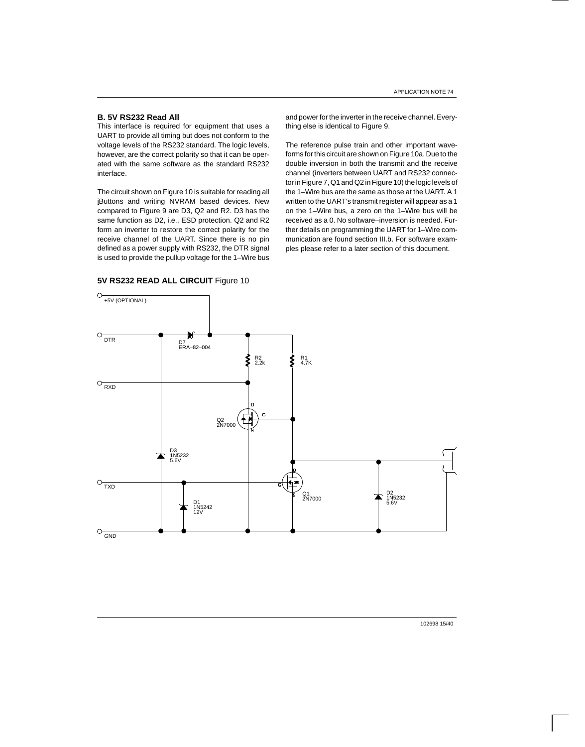## B. 5V RS232 Read All

This interface is required for equipment that uses a UART to provide all timing but does not conform to the voltage levels of the RS232 standard. The logic levels, however, are the correct polarity so that it can be operated with the same software as the standard RS232 interface.

The circuit shown on Figure 10 is suitable for reading all iButtons and writing NVRAM based devices. New compared to Figure 9 are D3, Q2 and R2. D3 has the same function as D2, i.e., ESD protection. Q2 and R2 form an inverter to restore the correct polarity for the receive channel of the UART. Since there is no pin defined as a power supply with RS232, the DTR signal is used to provide the pullup voltage for the 1–Wire bus and power for the inverter in the receive channel. Everything else is identical to Figure 9.

The reference pulse train and other important waveforms for this circuit are shown on Figure 10a. Due to the double inversion in both the transmit and the receive channel (inverters between UART and RS232 connector in Figure 7, Q1 and Q2 in Figure 10) the logic levels of the 1–Wire bus are the same as those at the UART. A 1 written to the UART's transmit register will appear as a 1 on the 1–Wire bus, a zero on the 1–Wire bus will be received as a 0. No software–inversion is needed. Further details on programming the UART for 1–Wire communication are found section III.b. For software examples please refer to a later section of this document.

**5V RS232 READ ALL CIRCUIT** Figure 10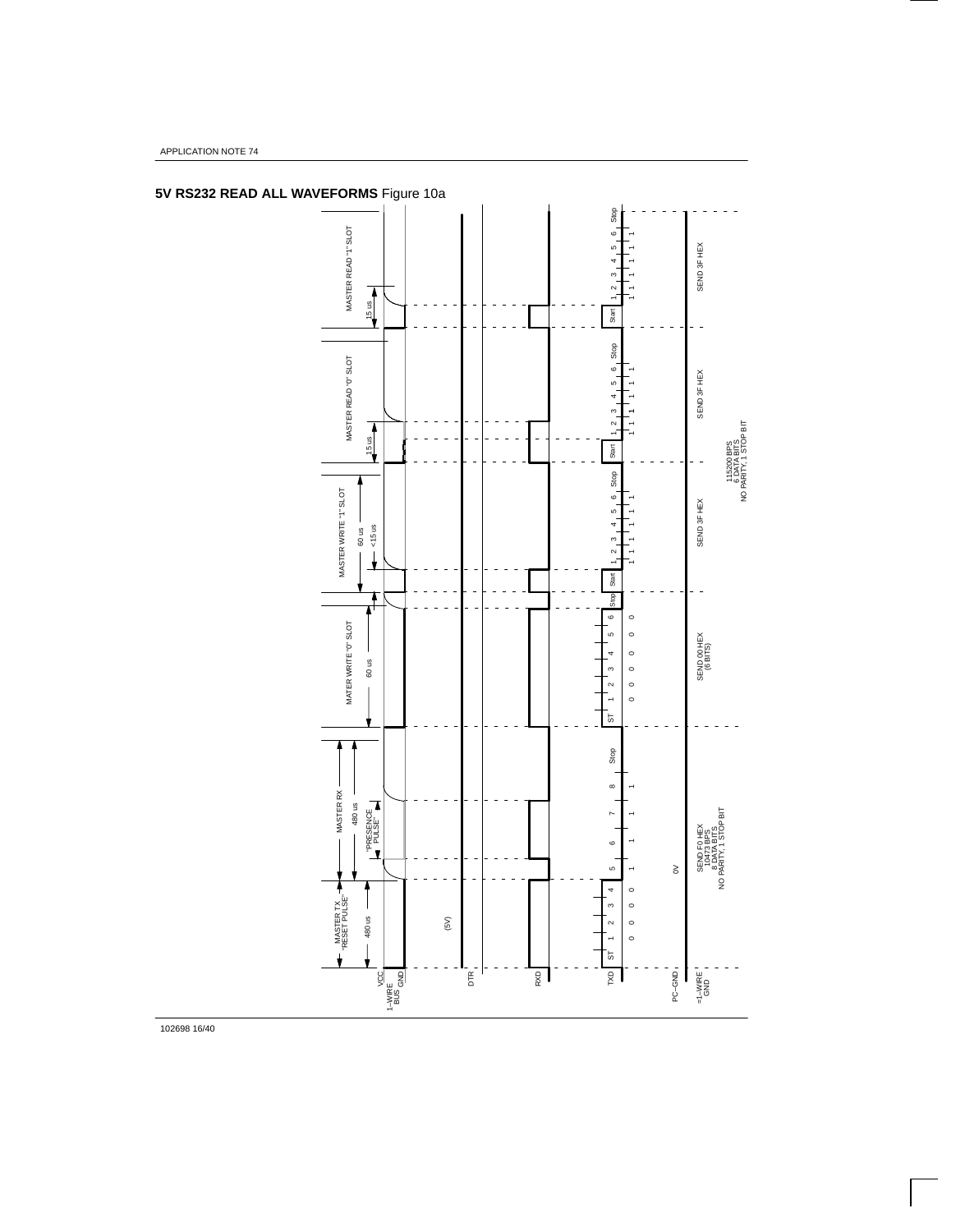## **5V RS232 READ ALL WAVEFORMS** Figure 10a

MASTER TX "RESET PULSE" 480 us

MASTER RX 480 us "PRESENCE PULSE"

MATER WRITE "0" SLOT 60 us

MASTER WRITE "1" SLOT 60 us <15 us

MASTER READ "0" SLOT 15 us

MASTER READ "1" SLOT 15 us

VCC
1–WIRE BUS
GND

DTR (5V)

RXD

TXD

ST 1 2 3 4 5 6 7 8 Stop
0 0 0 0 1 1 1 1

ST 1 2 3 4 5 6 Stop
0 0 0 0 0 0

Start 1 2 3 4 5 6 Stop
1 1 1 1 1 1

PC–GND 0V

=1–WIRE GND

SEND F0 HEX
10473 BPS
8 DATA BITS
NO PARITY, 1 STOP BIT

SEND 00 HEX
(6 BITS)

SEND 3F HEX

SEND 3F HEX

SEND 3F HEX

115200 BPS
6 DATA BITS
NO PARITY, 1 STOP BIT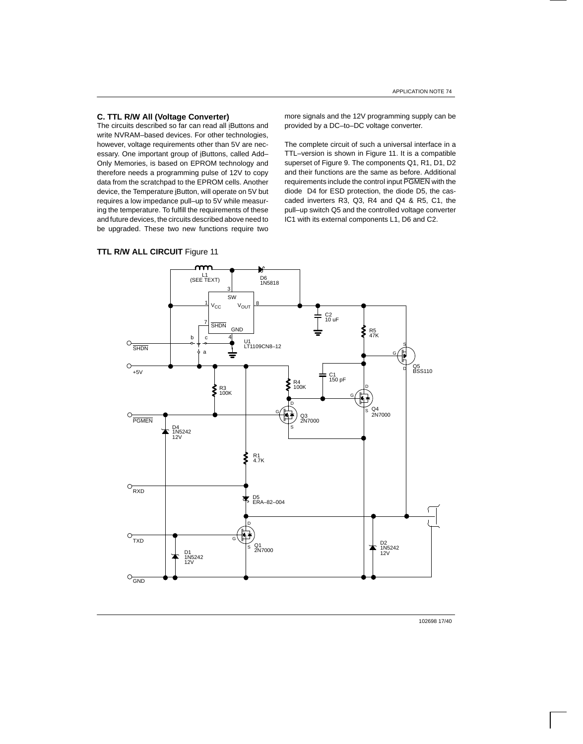## C. TTL R/W All (Voltage Converter)

The circuits described so far can read all iButtons and write NVRAM–based devices. For other technologies, however, voltage requirements other than 5V are necessary. One important group of iButtons, called Add–Only Memories, is based on EPROM technology and therefore needs a programming pulse of 12V to copy data from the scratchpad to the EPROM cells. Another device, the Temperature iButton, will operate on 5V but requires a low impedance pull–up to 5V while measuring the temperature. To fulfill the requirements of these and future devices, the circuits described above need to be upgraded. These two new functions require two more signals and the 12V programming supply can be provided by a DC–to–DC voltage converter.

The complete circuit of such a universal interface in a TTL–version is shown in Figure 11. It is a compatible superset of Figure 9. The components Q1, R1, D1, D2 and their functions are the same as before. Additional requirements include the control input $\overline{\text{PGMEN}}$ with the diode D4 for ESD protection, the diode D5, the cascaded inverters R3, Q3, R4 and Q4 & R5, C1, the pull–up switch Q5 and the controlled voltage converter IC1 with its external components L1, D6 and C2.

**TTL R/W ALL CIRCUIT** Figure 11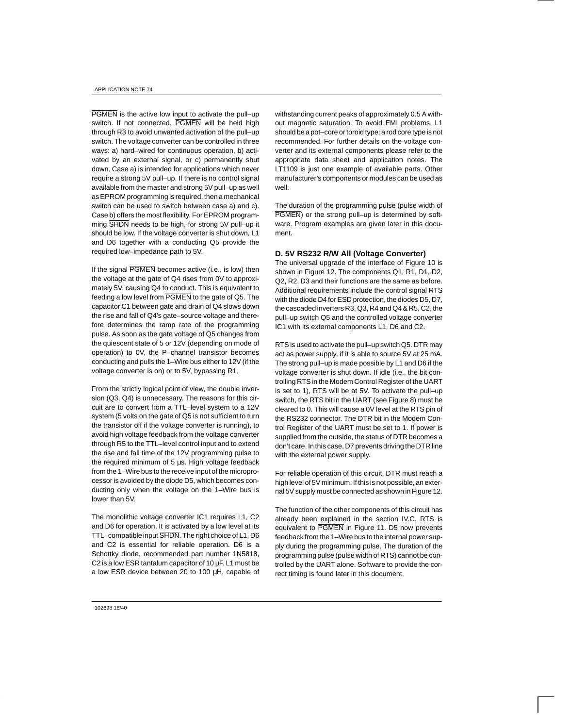PGMEN is the active low input to activate the pull–up switch. If not connected, PGMEN will be held high through R3 to avoid unwanted activation of the pull–up switch. The voltage converter can be controlled in three ways: a) hard–wired for continuous operation, b) activated by an external signal, or c) permanently shut down. Case a) is intended for applications which never require a strong 5V pull–up. If there is no control signal available from the master and strong 5V pull–up as well as EPROM programming is required, then a mechanical switch can be used to switch between case a) and c). Case b) offers the most flexibility. For EPROM programming SHDN needs to be high, for strong 5V pull–up it should be low. If the voltage converter is shut down, L1 and D6 together with a conducting Q5 provide the required low–impedance path to 5V.

If the signal PGMEN becomes active (i.e., is low) then the voltage at the gate of Q4 rises from 0V to approximately 5V, causing Q4 to conduct. This is equivalent to feeding a low level from PGMEN to the gate of Q5. The capacitor C1 between gate and drain of Q4 slows down the rise and fall of Q4's gate–source voltage and therefore determines the ramp rate of the programming pulse. As soon as the gate voltage of Q5 changes from the quiescent state of 5 or 12V (depending on mode of operation) to 0V, the P–channel transistor becomes conducting and pulls the 1–Wire bus either to 12V (if the voltage converter is on) or to 5V, bypassing R1.

From the strictly logical point of view, the double inversion (Q3, Q4) is unnecessary. The reasons for this circuit are to convert from a TTL–level system to a 12V system (5 volts on the gate of Q5 is not sufficient to turn the transistor off if the voltage converter is running), to avoid high voltage feedback from the voltage converter through R5 to the TTL–level control input and to extend the rise and fall time of the 12V programming pulse to the required minimum of 5 µs. High voltage feedback from the 1–Wire bus to the receive input of the microprocessor is avoided by the diode D5, which becomes conducting only when the voltage on the 1–Wire bus is lower than 5V.

The monolithic voltage converter IC1 requires L1, C2 and D6 for operation. It is activated by a low level at its TTL–compatible input SHDN. The right choice of L1, D6 and C2 is essential for reliable operation. D6 is a Schottky diode, recommended part number 1N5818, C2 is a low ESR tantalum capacitor of 10 µF. L1 must be a low ESR device between 20 to 100 µH, capable of withstanding current peaks of approximately 0.5 A without magnetic saturation. To avoid EMI problems, L1 should be a pot–core or toroid type; a rod core type is not recommended. For further details on the voltage converter and its external components please refer to the appropriate data sheet and application notes. The LT1109 is just one example of available parts. Other manufacturer's components or modules can be used as well.

The duration of the programming pulse (pulse width of PGMEN) or the strong pull–up is determined by software. Program examples are given later in this document.

### D. 5V RS232 R/W All (Voltage Converter)

The universal upgrade of the interface of Figure 10 is shown in Figure 12. The components Q1, R1, D1, D2, Q2, R2, D3 and their functions are the same as before. Additional requirements include the control signal RTS with the diode D4 for ESD protection, the diodes D5, D7, the cascaded inverters R3, Q3, R4 and Q4 & R5, C2, the pull–up switch Q5 and the controlled voltage converter IC1 with its external components L1, D6 and C2.

RTS is used to activate the pull–up switch Q5. DTR may act as power supply, if it is able to source 5V at 25 mA. The strong pull–up is made possible by L1 and D6 if the voltage converter is shut down. If idle (i.e., the bit controlling RTS in the Modem Control Register of the UART is set to 1), RTS will be at 5V. To activate the pull–up switch, the RTS bit in the UART (see Figure 8) must be cleared to 0. This will cause a 0V level at the RTS pin of the RS232 connector. The DTR bit in the Modem Control Register of the UART must be set to 1. If power is supplied from the outside, the status of DTR becomes a don't care. In this case, D7 prevents driving the DTR line with the external power supply.

For reliable operation of this circuit, DTR must reach a high level of 5V minimum. If this is not possible, an external 5V supply must be connected as shown in Figure 12.

The function of the other components of this circuit has already been explained in the section IV.C. RTS is equivalent to PGMEN in Figure 11. D5 now prevents feedback from the 1–Wire bus to the internal power supply during the programming pulse. The duration of the programming pulse (pulse width of RTS) cannot be controlled by the UART alone. Software to provide the correct timing is found later in this document.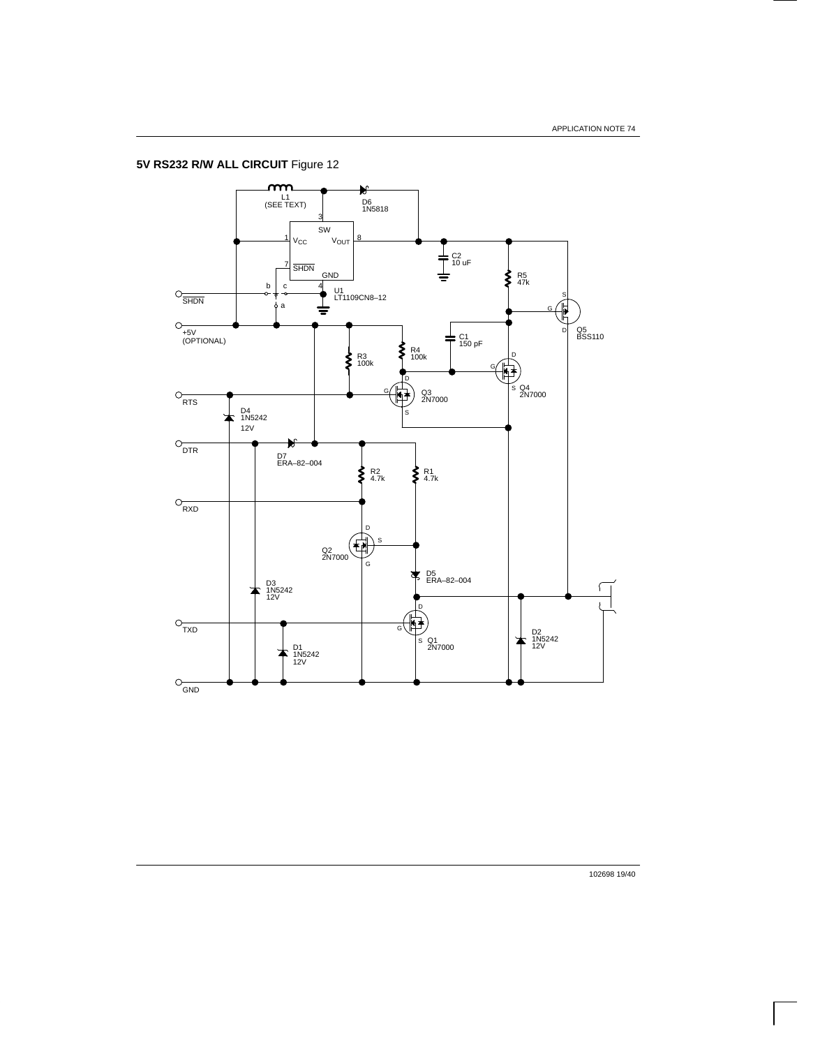**5V RS232 R/W ALL CIRCUIT** Figure 12

L1 (SEE TEXT)

D6 1N5818

U1 LT1109CN8–12

C2 10 uF

R5 47k

Q5 BSS110

C1 150 pF

R4 100k

R3 100k

Q3 2N7000

Q4 2N7000

D4 1N5242 12V

D7 ERA–82–004

R2 4.7k

R1 4.7k

Q2 2N7000

D5 ERA–82–004

D3 1N5242 12V

D2 1N5242 12V

Q1 2N7000

D1 1N5242 12V

SHDN

+5V (OPTIONAL)

RTS

DTR

RXD

TXD

GND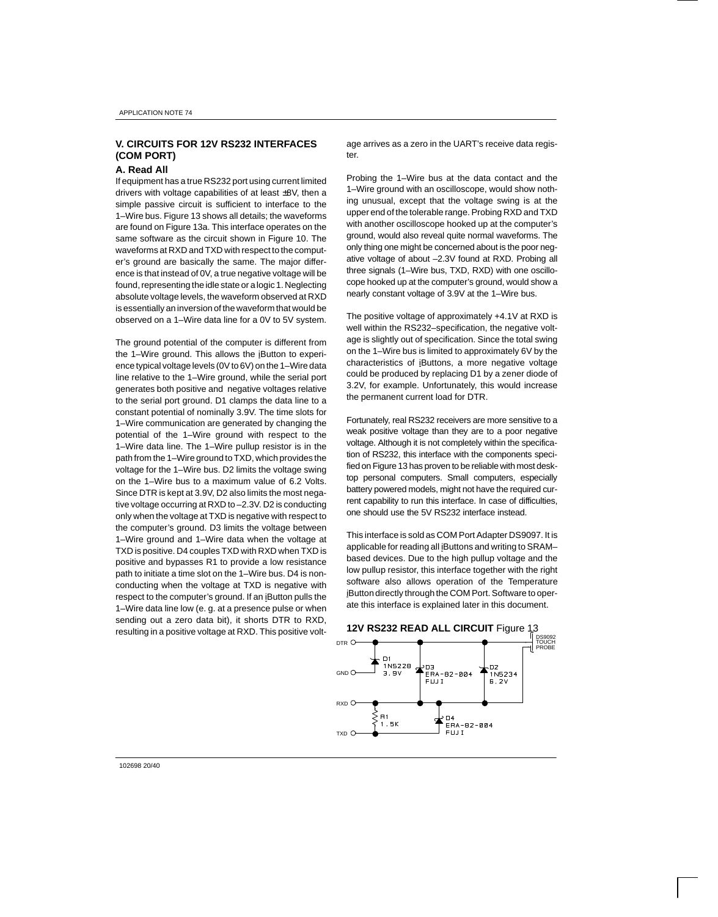## V. CIRCUITS FOR 12V RS232 INTERFACES (COM PORT)

### A. Read All

If equipment has a true RS232 port using current limited drivers with voltage capabilities of at least ±8V, then a simple passive circuit is sufficient to interface to the 1–Wire bus. Figure 13 shows all details; the waveforms are found on Figure 13a. This interface operates on the same software as the circuit shown in Figure 10. The waveforms at RXD and TXD with respect to the computer's ground are basically the same. The major difference is that instead of 0V, a true negative voltage will be found, representing the idle state or a logic 1. Neglecting absolute voltage levels, the waveform observed at RXD is essentially an inversion of the waveform that would be observed on a 1–Wire data line for a 0V to 5V system.

The ground potential of the computer is different from the 1–Wire ground. This allows the iButton to experience typical voltage levels (0V to 6V) on the 1–Wire data line relative to the 1–Wire ground, while the serial port generates both positive and negative voltages relative to the serial port ground. D1 clamps the data line to a constant potential of nominally 3.9V. The time slots for 1–Wire communication are generated by changing the potential of the 1–Wire ground with respect to the 1–Wire data line. The 1–Wire pullup resistor is in the path from the 1–Wire ground to TXD, which provides the voltage for the 1–Wire bus. D2 limits the voltage swing on the 1–Wire bus to a maximum value of 6.2 Volts. Since DTR is kept at 3.9V, D2 also limits the most negative voltage occurring at RXD to –2.3V. D2 is conducting only when the voltage at TXD is negative with respect to the computer's ground. D3 limits the voltage between 1–Wire ground and 1–Wire data when the voltage at TXD is positive. D4 couples TXD with RXD when TXD is positive and bypasses R1 to provide a low resistance path to initiate a time slot on the 1–Wire bus. D4 is nonconducting when the voltage at TXD is negative with respect to the computer's ground. If an iButton pulls the 1–Wire data line low (e. g. at a presence pulse or when sending out a zero data bit), it shorts DTR to RXD, resulting in a positive voltage at RXD. This positive voltage arrives as a zero in the UART's receive data register.

Probing the 1–Wire bus at the data contact and the 1–Wire ground with an oscilloscope, would show nothing unusual, except that the voltage swing is at the upper end of the tolerable range. Probing RXD and TXD with another oscilloscope hooked up at the computer's ground, would also reveal quite normal waveforms. The only thing one might be concerned about is the poor negative voltage of about –2.3V found at RXD. Probing all three signals (1–Wire bus, TXD, RXD) with one oscillocope hooked up at the computer's ground, would show a nearly constant voltage of 3.9V at the 1–Wire bus.

The positive voltage of approximately +4.1V at RXD is well within the RS232–specification, the negative voltage is slightly out of specification. Since the total swing on the 1–Wire bus is limited to approximately 6V by the characteristics of iButtons, a more negative voltage could be produced by replacing D1 by a zener diode of 3.2V, for example. Unfortunately, this would increase the permanent current load for DTR.

Fortunately, real RS232 receivers are more sensitive to a weak positive voltage than they are to a poor negative voltage. Although it is not completely within the specification of RS232, this interface with the components specified on Figure 13 has proven to be reliable with most desktop personal computers. Small computers, especially battery powered models, might not have the required current capability to run this interface. In case of difficulties, one should use the 5V RS232 interface instead.

This interface is sold as COM Port Adapter DS9097. It is applicable for reading all iButtons and writing to SRAM–based devices. Due to the high pullup voltage and the low pullup resistor, this interface together with the right software also allows operation of the Temperature iButton directly through the COM Port. Software to operate this interface is explained later in this document.

**12V RS232 READ ALL CIRCUIT** Figure 13

DTR, GND, RXD, TXD; D1 1N5228 3.9V; D3 ERA-82-004 FUJI; D2 1N5234 6.2V; R1 1.5K; D4 ERA-82-004 FUJI; DS9092 TOUCH PROBE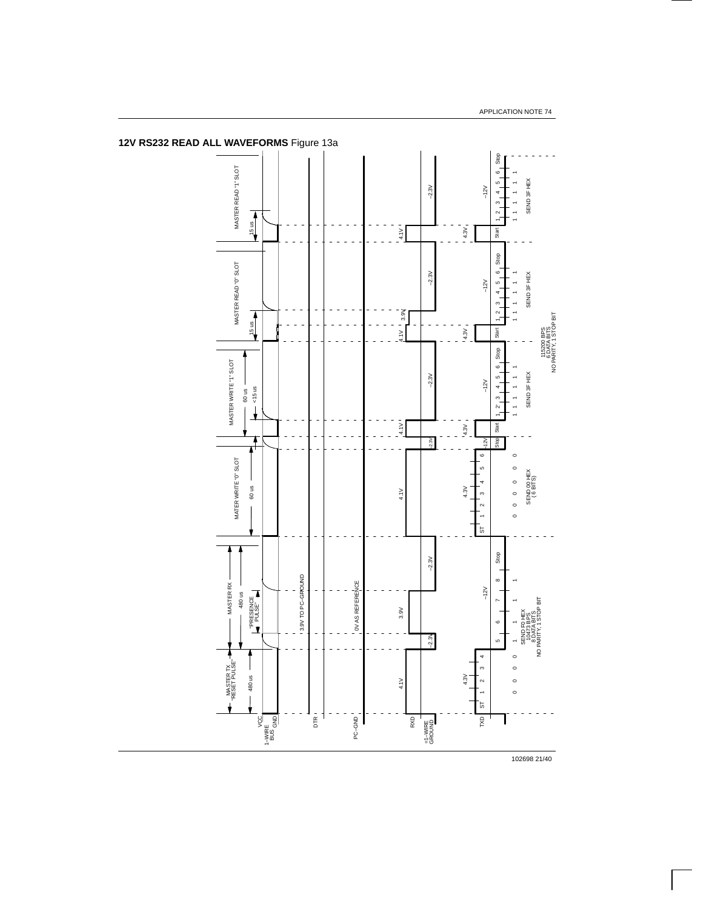## 12V RS232 READ ALL WAVEFORMS Figure 13a

MASTER TX "RESET PULSE" 480 us

MASTER RX 480 us "PRESENCE PULSE"

MATER WRITE "0" SLOT 60 us

MASTER WRITE "1" SLOT 60 us <15 us

MASTER READ "0" SLOT 15 us

MASTER READ "1" SLOT 15 us

VCC 1–WIRE BUS GND

DTR

3.9V TO PC–GROUND

PC–GND

0V AS REFERENCE

RXD

=1–WIRE GROUND

4.1V –2.3V 3.9V –2.3V 4.1V –2.3V 4.1V –2.3V 4.1V 3.9V –2.3V 4.1V –2.3V

TXD

4.3V –12V 4.3V –12V 4.3V –12V 4.3V –12V 4.3V –12V

ST 1 2 3 4 5 6 7 8 Stop

0 0 0 0 1 1 1 1

SEND F0 HEX
10473 BPS
8 DATA BITS
NO PARITY, 1 STOP BIT

ST 1 2 3 4 5 6 Stop

0 0 0 0 0 0

SEND 00 HEX (6 BITS)

Start 1 2 3 4 5 6 Stop

1 1 1 1 1 1

SEND 3F HEX

115200 BPS
6 DATA BITS
NO PARITY, 1 STOP BIT

Start 1 2 3 4 5 6 Stop

1 1 1 1 1 1

SEND 3F HEX

Start 1 2 3 4 5 6 Stop

1 1 1 1 1 1

SEND 3F HEX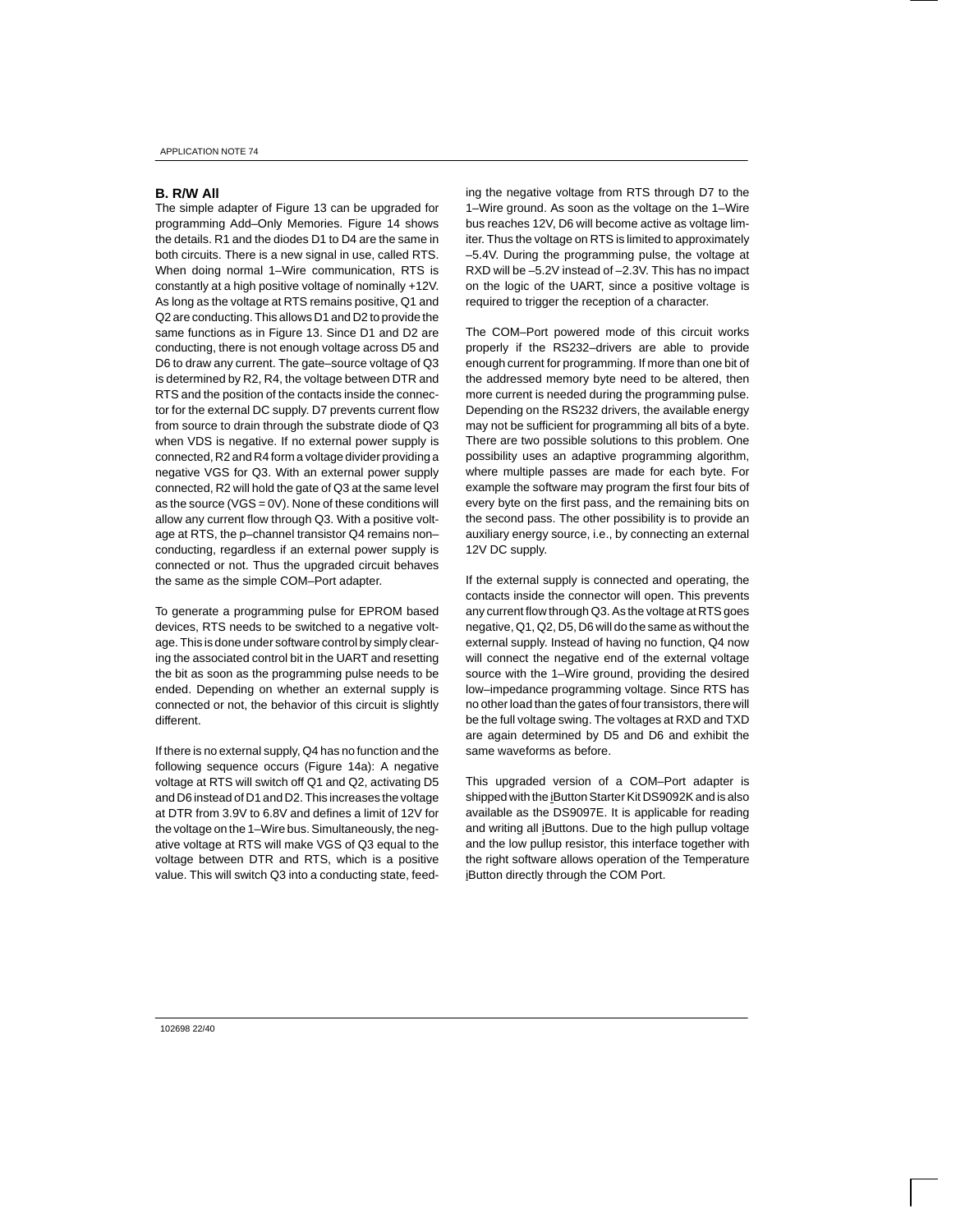### B. R/W All

The simple adapter of Figure 13 can be upgraded for programming Add–Only Memories. Figure 14 shows the details. R1 and the diodes D1 to D4 are the same in both circuits. There is a new signal in use, called RTS. When doing normal 1–Wire communication, RTS is constantly at a high positive voltage of nominally +12V. As long as the voltage at RTS remains positive, Q1 and Q2 are conducting. This allows D1 and D2 to provide the same functions as in Figure 13. Since D1 and D2 are conducting, there is not enough voltage across D5 and D6 to draw any current. The gate–source voltage of Q3 is determined by R2, R4, the voltage between DTR and RTS and the position of the contacts inside the connector for the external DC supply. D7 prevents current flow from source to drain through the substrate diode of Q3 when VDS is negative. If no external power supply is connected, R2 and R4 form a voltage divider providing a negative VGS for Q3. With an external power supply connected, R2 will hold the gate of Q3 at the same level as the source (VGS = 0V). None of these conditions will allow any current flow through Q3. With a positive voltage at RTS, the p–channel transistor Q4 remains non–conducting, regardless if an external power supply is connected or not. Thus the upgraded circuit behaves the same as the simple COM–Port adapter.

To generate a programming pulse for EPROM based devices, RTS needs to be switched to a negative voltage. This is done under software control by simply clearing the associated control bit in the UART and resetting the bit as soon as the programming pulse needs to be ended. Depending on whether an external supply is connected or not, the behavior of this circuit is slightly different.

If there is no external supply, Q4 has no function and the following sequence occurs (Figure 14a): A negative voltage at RTS will switch off Q1 and Q2, activating D5 and D6 instead of D1 and D2. This increases the voltage at DTR from 3.9V to 6.8V and defines a limit of 12V for the voltage on the 1–Wire bus. Simultaneously, the negative voltage at RTS will make VGS of Q3 equal to the voltage between DTR and RTS, which is a positive value. This will switch Q3 into a conducting state, feeding the negative voltage from RTS through D7 to the 1–Wire ground. As soon as the voltage on the 1–Wire bus reaches 12V, D6 will become active as voltage limiter. Thus the voltage on RTS is limited to approximately –5.4V. During the programming pulse, the voltage at RXD will be –5.2V instead of –2.3V. This has no impact on the logic of the UART, since a positive voltage is required to trigger the reception of a character.

The COM–Port powered mode of this circuit works properly if the RS232–drivers are able to provide enough current for programming. If more than one bit of the addressed memory byte need to be altered, then more current is needed during the programming pulse. Depending on the RS232 drivers, the available energy may not be sufficient for programming all bits of a byte. There are two possible solutions to this problem. One possibility uses an adaptive programming algorithm, where multiple passes are made for each byte. For example the software may program the first four bits of every byte on the first pass, and the remaining bits on the second pass. The other possibility is to provide an auxiliary energy source, i.e., by connecting an external 12V DC supply.

If the external supply is connected and operating, the contacts inside the connector will open. This prevents any current flow through Q3. As the voltage at RTS goes negative, Q1, Q2, D5, D6 will do the same as without the external supply. Instead of having no function, Q4 now will connect the negative end of the external voltage source with the 1–Wire ground, providing the desired low–impedance programming voltage. Since RTS has no other load than the gates of four transistors, there will be the full voltage swing. The voltages at RXD and TXD are again determined by D5 and D6 and exhibit the same waveforms as before.

This upgraded version of a COM–Port adapter is shipped with the iButton Starter Kit DS9092K and is also available as the DS9097E. It is applicable for reading and writing all iButtons. Due to the high pullup voltage and the low pullup resistor, this interface together with the right software allows operation of the Temperature iButton directly through the COM Port.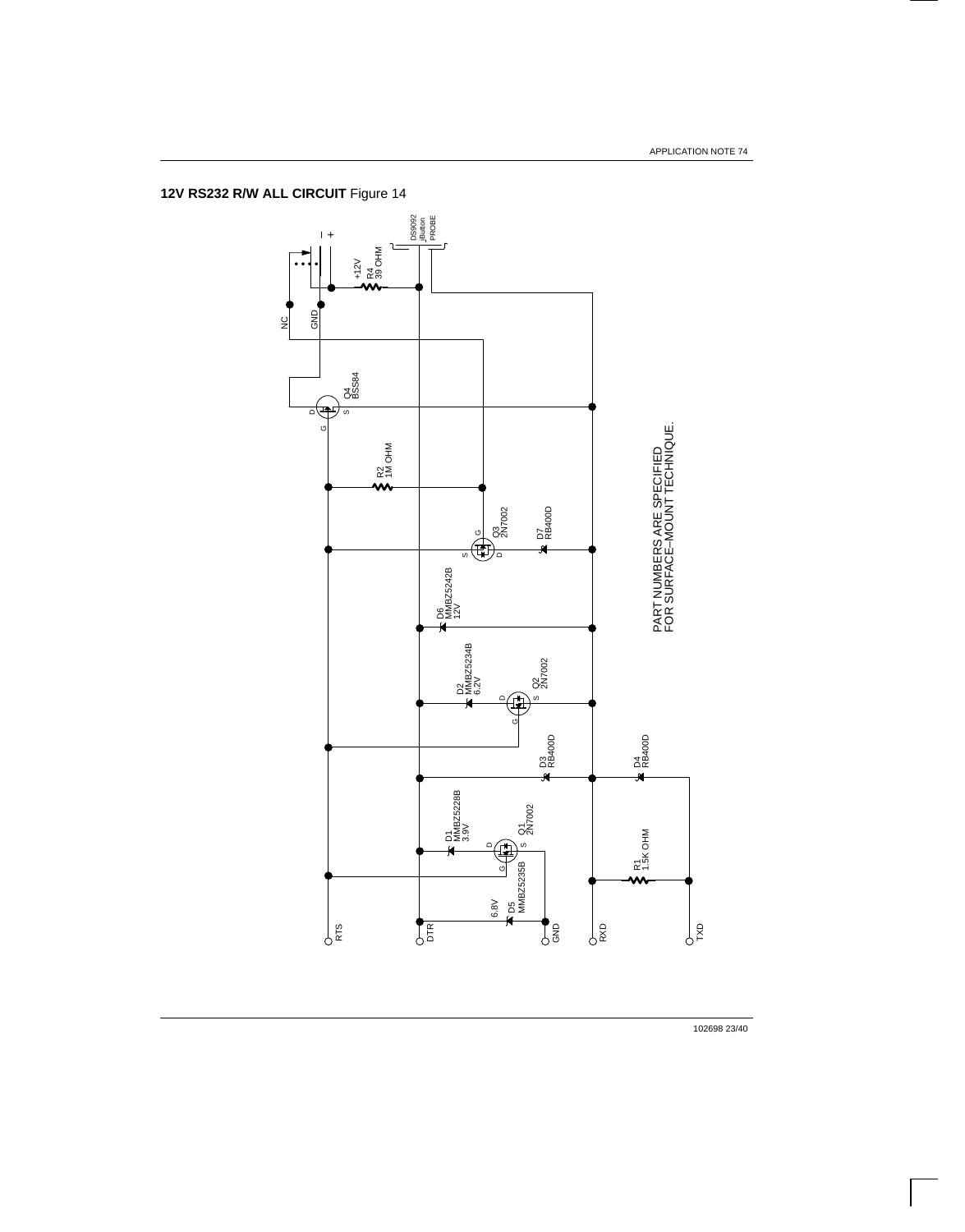**12V RS232 R/W ALL CIRCUIT** Figure 14

PART NUMBERS ARE SPECIFIED FOR SURFACE–MOUNT TECHNIQUE.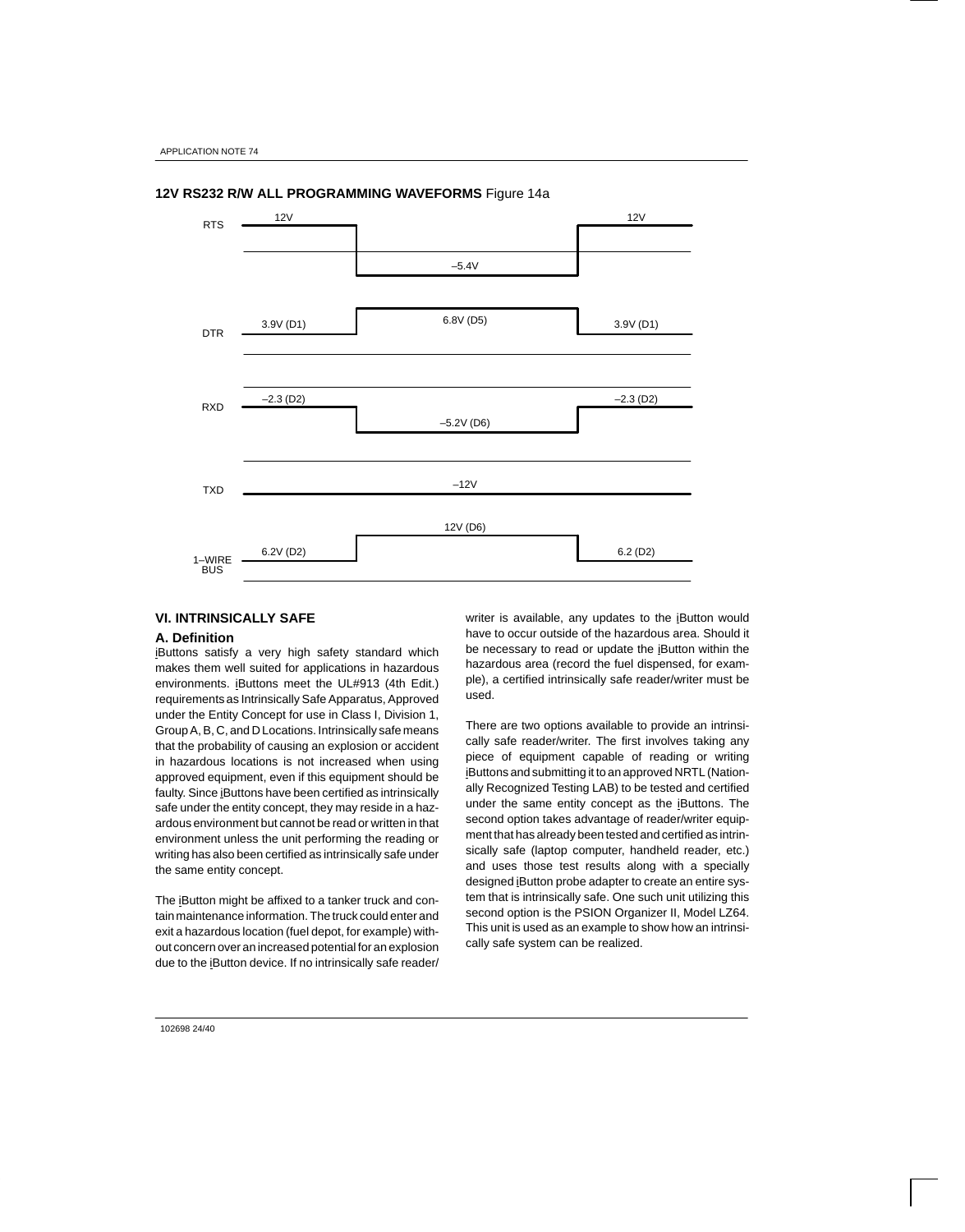**12V RS232 R/W ALL PROGRAMMING WAVEFORMS** Figure 14a

RTS: 12V — –5.4V — 12V

DTR: 3.9V (D1) — 6.8V (D5) — 3.9V (D1)

RXD: –2.3 (D2) — –5.2V (D6) — –2.3 (D2)

TXD: –12V

1–WIRE BUS: 6.2V (D2) — 12V (D6) — 6.2 (D2)

## VI. INTRINSICALLY SAFE

### A. Definition

iButtons satisfy a very high safety standard which makes them well suited for applications in hazardous environments. iButtons meet the UL#913 (4th Edit.) requirements as Intrinsically Safe Apparatus, Approved under the Entity Concept for use in Class I, Division 1, Group A, B, C, and D Locations. Intrinsically safe means that the probability of causing an explosion or accident in hazardous locations is not increased when using approved equipment, even if this equipment should be faulty. Since iButtons have been certified as intrinsically safe under the entity concept, they may reside in a hazardous environment but cannot be read or written in that environment unless the unit performing the reading or writing has also been certified as intrinsically safe under the same entity concept.

The iButton might be affixed to a tanker truck and contain maintenance information. The truck could enter and exit a hazardous location (fuel depot, for example) without concern over an increased potential for an explosion due to the iButton device. If no intrinsically safe reader/writer is available, any updates to the iButton would have to occur outside of the hazardous area. Should it be necessary to read or update the iButton within the hazardous area (record the fuel dispensed, for example), a certified intrinsically safe reader/writer must be used.

There are two options available to provide an intrinsically safe reader/writer. The first involves taking any piece of equipment capable of reading or writing iButtons and submitting it to an approved NRTL (Nationally Recognized Testing LAB) to be tested and certified under the same entity concept as the iButtons. The second option takes advantage of reader/writer equipment that has already been tested and certified as intrinsically safe (laptop computer, handheld reader, etc.) and uses those test results along with a specially designed iButton probe adapter to create an entire system that is intrinsically safe. One such unit utilizing this second option is the PSION Organizer II, Model LZ64. This unit is used as an example to show how an intrinsically safe system can be realized.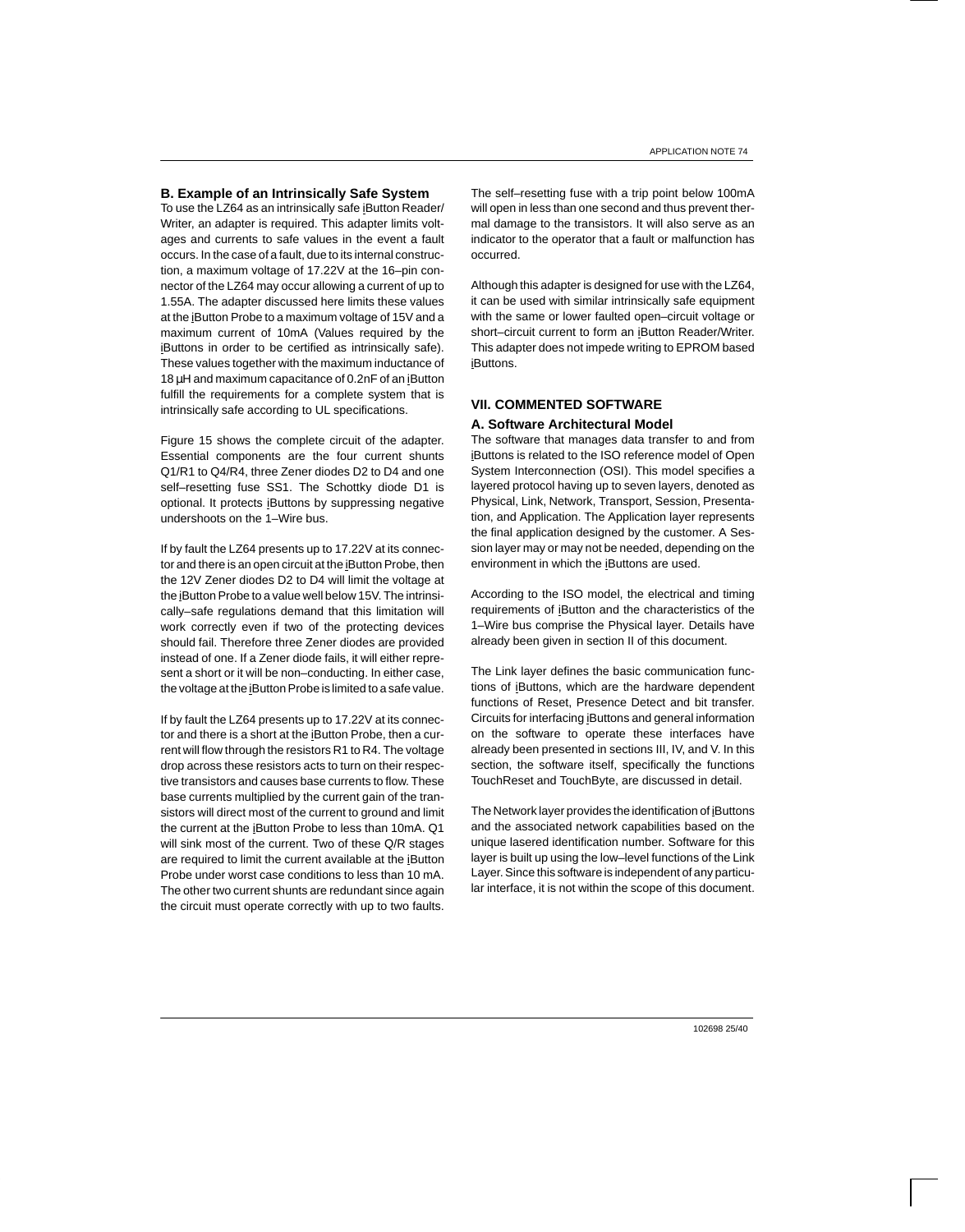### B. Example of an Intrinsically Safe System

To use the LZ64 as an intrinsically safe iButton Reader/Writer, an adapter is required. This adapter limits voltages and currents to safe values in the event a fault occurs. In the case of a fault, due to its internal construction, a maximum voltage of 17.22V at the 16–pin connector of the LZ64 may occur allowing a current of up to 1.55A. The adapter discussed here limits these values at the iButton Probe to a maximum voltage of 15V and a maximum current of 10mA (Values required by the iButtons in order to be certified as intrinsically safe). These values together with the maximum inductance of 18 µH and maximum capacitance of 0.2nF of an iButton fulfill the requirements for a complete system that is intrinsically safe according to UL specifications.

Figure 15 shows the complete circuit of the adapter. Essential components are the four current shunts Q1/R1 to Q4/R4, three Zener diodes D2 to D4 and one self–resetting fuse SS1. The Schottky diode D1 is optional. It protects iButtons by suppressing negative undershoots on the 1–Wire bus.

If by fault the LZ64 presents up to 17.22V at its connector and there is an open circuit at the iButton Probe, then the 12V Zener diodes D2 to D4 will limit the voltage at the iButton Probe to a value well below 15V. The intrinsically–safe regulations demand that this limitation will work correctly even if two of the protecting devices should fail. Therefore three Zener diodes are provided instead of one. If a Zener diode fails, it will either represent a short or it will be non–conducting. In either case, the voltage at the iButton Probe is limited to a safe value.

If by fault the LZ64 presents up to 17.22V at its connector and there is a short at the iButton Probe, then a current will flow through the resistors R1 to R4. The voltage drop across these resistors acts to turn on their respective transistors and causes base currents to flow. These base currents multiplied by the current gain of the transistors will direct most of the current to ground and limit the current at the iButton Probe to less than 10mA. Q1 will sink most of the current. Two of these Q/R stages are required to limit the current available at the iButton Probe under worst case conditions to less than 10 mA. The other two current shunts are redundant since again the circuit must operate correctly with up to two faults.

The self–resetting fuse with a trip point below 100mA will open in less than one second and thus prevent thermal damage to the transistors. It will also serve as an indicator to the operator that a fault or malfunction has occurred.

Although this adapter is designed for use with the LZ64, it can be used with similar intrinsically safe equipment with the same or lower faulted open–circuit voltage or short–circuit current to form an iButton Reader/Writer. This adapter does not impede writing to EPROM based iButtons.

## VII. COMMENTED SOFTWARE

### A. Software Architectural Model

The software that manages data transfer to and from iButtons is related to the ISO reference model of Open System Interconnection (OSI). This model specifies a layered protocol having up to seven layers, denoted as Physical, Link, Network, Transport, Session, Presentation, and Application. The Application layer represents the final application designed by the customer. A Session layer may or may not be needed, depending on the environment in which the iButtons are used.

According to the ISO model, the electrical and timing requirements of iButton and the characteristics of the 1–Wire bus comprise the Physical layer. Details have already been given in section II of this document.

The Link layer defines the basic communication functions of iButtons, which are the hardware dependent functions of Reset, Presence Detect and bit transfer. Circuits for interfacing iButtons and general information on the software to operate these interfaces have already been presented in sections III, IV, and V. In this section, the software itself, specifically the functions TouchReset and TouchByte, are discussed in detail.

The Network layer provides the identification of iButtons and the associated network capabilities based on the unique lasered identification number. Software for this layer is built up using the low–level functions of the Link Layer. Since this software is independent of any particular interface, it is not within the scope of this document.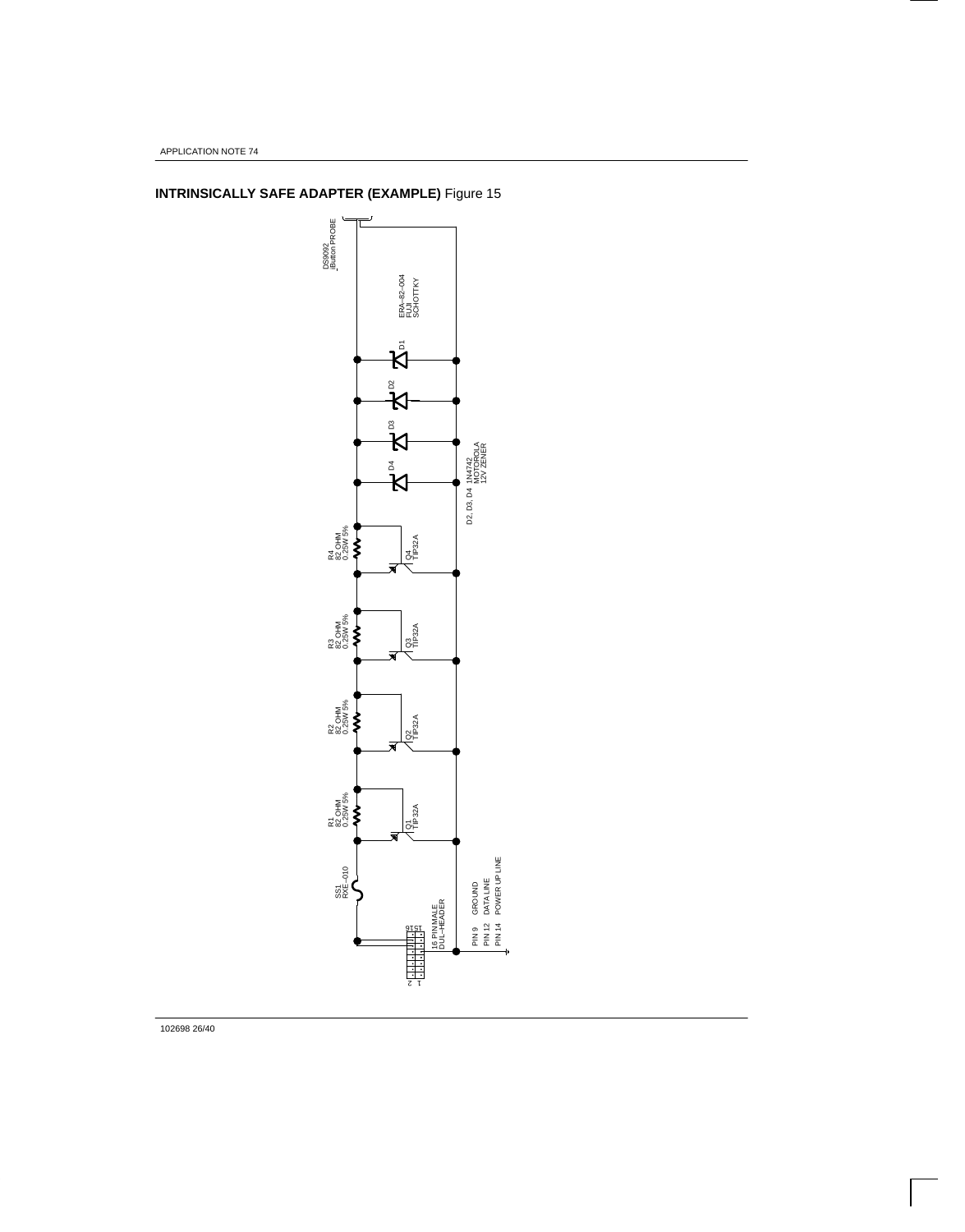## INTRINSICALLY SAFE ADAPTER (EXAMPLE) Figure 15

DS9092 iButton PROBE

ERA–82–004 FUJI SCHOTTKY

D1

D2

D3

D4

D2, D3, D4 1N4742 MOTOROLA 12V ZENER

R4 82 OHM 0.25W 5%

Q4 TIP32A

R3 82 OHM 0.25W 5%

Q3 TIP32A

R2 82 OHM 0.25W 5%

Q2 TIP32A

R1 82 OHM 0.25W 5%

Q1 TIP32A

SS1 RXE–010

16 PIN MALE DUL–HEADER

PIN 9 GROUND

PIN 12 DATA LINE

PIN 14 POWER UP LINE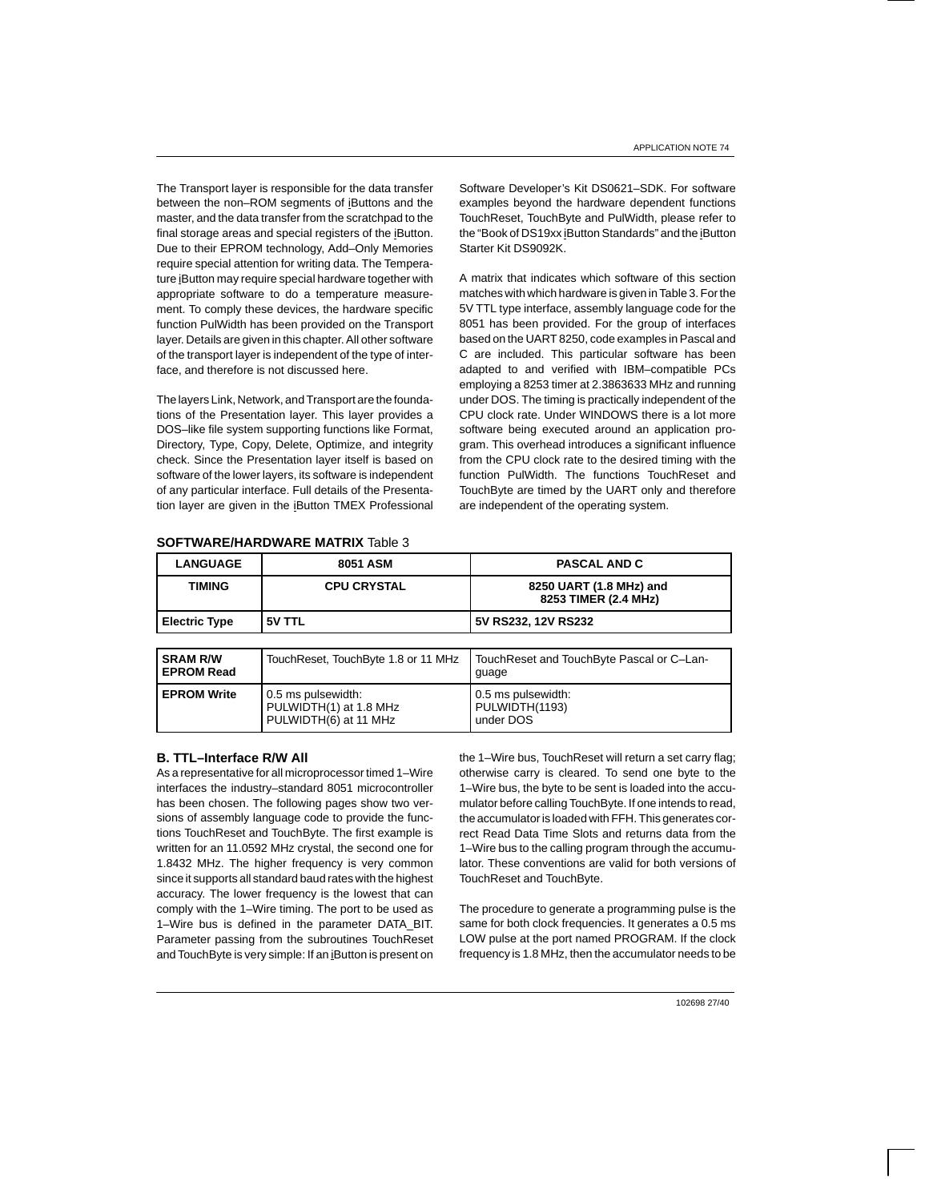The Transport layer is responsible for the data transfer between the non–ROM segments of iButtons and the master, and the data transfer from the scratchpad to the final storage areas and special registers of the iButton. Due to their EPROM technology, Add–Only Memories require special attention for writing data. The Temperature iButton may require special hardware together with appropriate software to do a temperature measurement. To comply these devices, the hardware specific function PulWidth has been provided on the Transport layer. Details are given in this chapter. All other software of the transport layer is independent of the type of interface, and therefore is not discussed here.

The layers Link, Network, and Transport are the foundations of the Presentation layer. This layer provides a DOS–like file system supporting functions like Format, Directory, Type, Copy, Delete, Optimize, and integrity check. Since the Presentation layer itself is based on software of the lower layers, its software is independent of any particular interface. Full details of the Presentation layer are given in the iButton TMEX Professional Software Developer's Kit DS0621–SDK. For software examples beyond the hardware dependent functions TouchReset, TouchByte and PulWidth, please refer to the "Book of DS19xx iButton Standards" and the iButton Starter Kit DS9092K.

A matrix that indicates which software of this section matches with which hardware is given in Table 3. For the 5V TTL type interface, assembly language code for the 8051 has been provided. For the group of interfaces based on the UART 8250, code examples in Pascal and C are included. This particular software has been adapted to and verified with IBM–compatible PCs employing a 8253 timer at 2.3863633 MHz and running under DOS. The timing is practically independent of the CPU clock rate. Under WINDOWS there is a lot more software being executed around an application program. This overhead introduces a significant influence from the CPU clock rate to the desired timing with the function PulWidth. The functions TouchReset and TouchByte are timed by the UART only and therefore are independent of the operating system.

**SOFTWARE/HARDWARE MATRIX** Table 3

| LANGUAGE | 8051 ASM | PASCAL AND C |
|---|---|---|
| **TIMING** | **CPU CRYSTAL** | **8250 UART (1.8 MHz) and 8253 TIMER (2.4 MHz)** |
| **Electric Type** | **5V TTL** | **5V RS232, 12V RS232** |
| **SRAM R/W EPROM Read** | TouchReset, TouchByte 1.8 or 11 MHz | TouchReset and TouchByte Pascal or C–Language |
| **EPROM Write** | 0.5 ms pulsewidth: PULWIDTH(1) at 1.8 MHz PULWIDTH(6) at 11 MHz | 0.5 ms pulsewidth: PULWIDTH(1193) under DOS |

### B. TTL–Interface R/W All

As a representative for all microprocessor timed 1–Wire interfaces the industry–standard 8051 microcontroller has been chosen. The following pages show two versions of assembly language code to provide the functions TouchReset and TouchByte. The first example is written for an 11.0592 MHz crystal, the second one for 1.8432 MHz. The higher frequency is very common since it supports all standard baud rates with the highest accuracy. The lower frequency is the lowest that can comply with the 1–Wire timing. The port to be used as 1–Wire bus is defined in the parameter DATA_BIT. Parameter passing from the subroutines TouchReset and TouchByte is very simple: If an iButton is present on the 1–Wire bus, TouchReset will return a set carry flag; otherwise carry is cleared. To send one byte to the 1–Wire bus, the byte to be sent is loaded into the accumulator before calling TouchByte. If one intends to read, the accumulator is loaded with FFH. This generates correct Read Data Time Slots and returns data from the 1–Wire bus to the calling program through the accumulator. These conventions are valid for both versions of TouchReset and TouchByte.

The procedure to generate a programming pulse is the same for both clock frequencies. It generates a 0.5 ms LOW pulse at the port named PROGRAM. If the clock frequency is 1.8 MHz, then the accumulator needs to be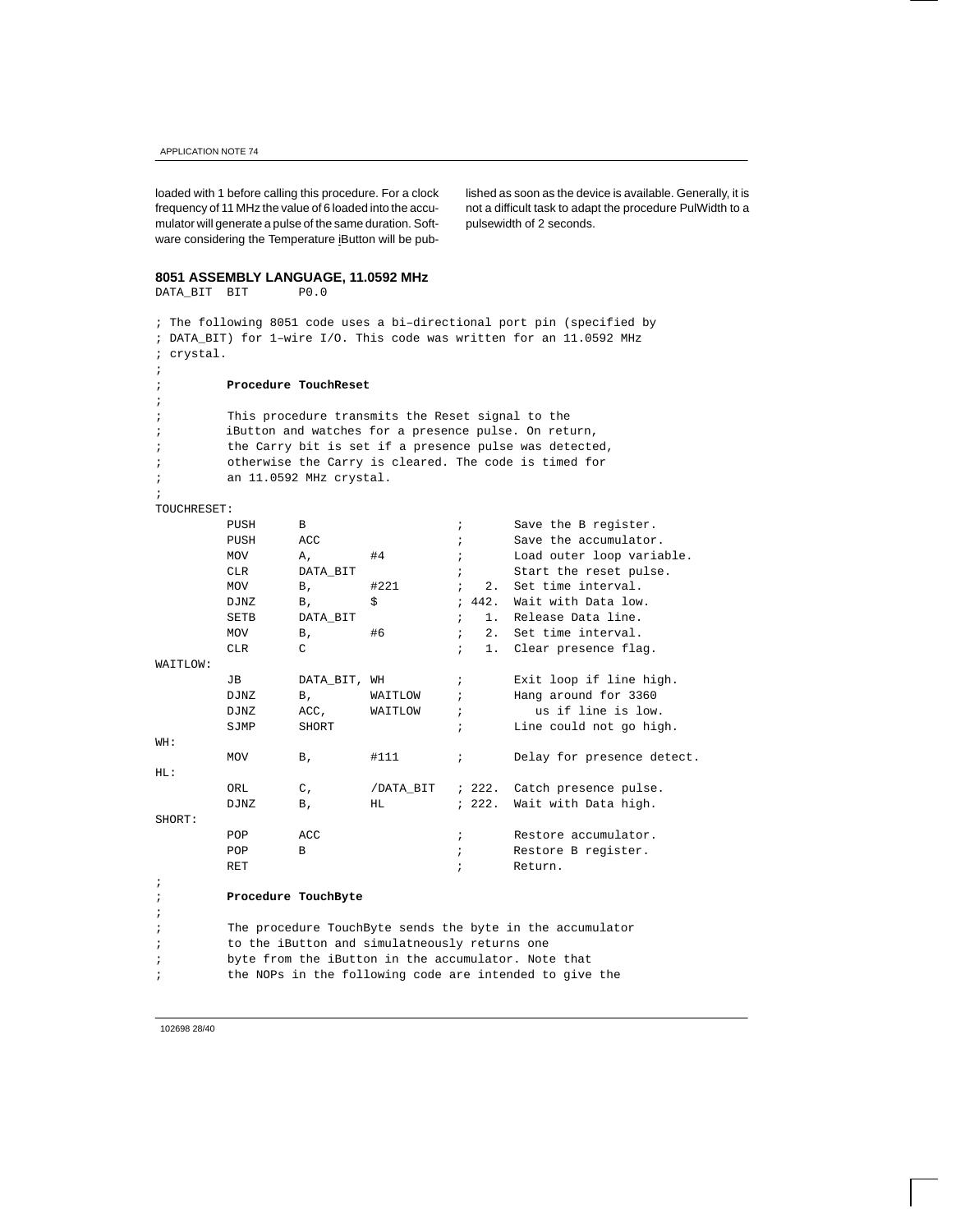loaded with 1 before calling this procedure. For a clock frequency of 11 MHz the value of 6 loaded into the accumulator will generate a pulse of the same duration. Software considering the Temperature iButton will be published as soon as the device is available. Generally, it is not a difficult task to adapt the procedure PulWidth to a pulsewidth of 2 seconds.

### 8051 ASSEMBLY LANGUAGE, 11.0592 MHz

```
DATA_BIT  BIT       P0.0

; The following 8051 code uses a bi–directional port pin (specified by
; DATA_BIT) for 1–wire I/O. This code was written for an 11.0592 MHz
; crystal.
;
;          Procedure TouchReset
;
;          This procedure transmits the Reset signal to the
;          iButton and watches for a presence pulse. On return,
;          the Carry bit is set if a presence pulse was detected,
;          otherwise the Carry is cleared. The code is timed for
;          an 11.0592 MHz crystal.
;
TOUCHRESET:
          PUSH      B                     ;        Save the B register.
          PUSH      ACC                   ;        Save the accumulator.
          MOV       A,        #4          ;        Load outer loop variable.
          CLR       DATA_BIT              ;        Start the reset pulse.
          MOV       B,        #221        ;   2.   Set time interval.
          DJNZ      B,        $           ; 442.   Wait with Data low.
          SETB      DATA_BIT              ;   1.   Release Data line.
          MOV       B,        #6          ;   2.   Set time interval.
          CLR       C                     ;   1.   Clear presence flag.
WAITLOW:
          JB        DATA_BIT, WH          ;        Exit loop if line high.
          DJNZ      B,        WAITLOW     ;        Hang around for 3360
          DJNZ      ACC,      WAITLOW     ;           us if line is low.
          SJMP      SHORT                 ;        Line could not go high.
WH:
          MOV       B,        #111        ;        Delay for presence detect.
HL:
          ORL       C,        /DATA_BIT   ; 222.   Catch presence pulse.
          DJNZ      B,        HL          ; 222.   Wait with Data high.
SHORT:
          POP       ACC                   ;        Restore accumulator.
          POP       B                     ;        Restore B register.
          RET                             ;        Return.
;
;          Procedure TouchByte
;
;          The procedure TouchByte sends the byte in the accumulator
;          to the iButton and simulatneously returns one
;          byte from the iButton in the accumulator. Note that
;          the NOPs in the following code are intended to give the
```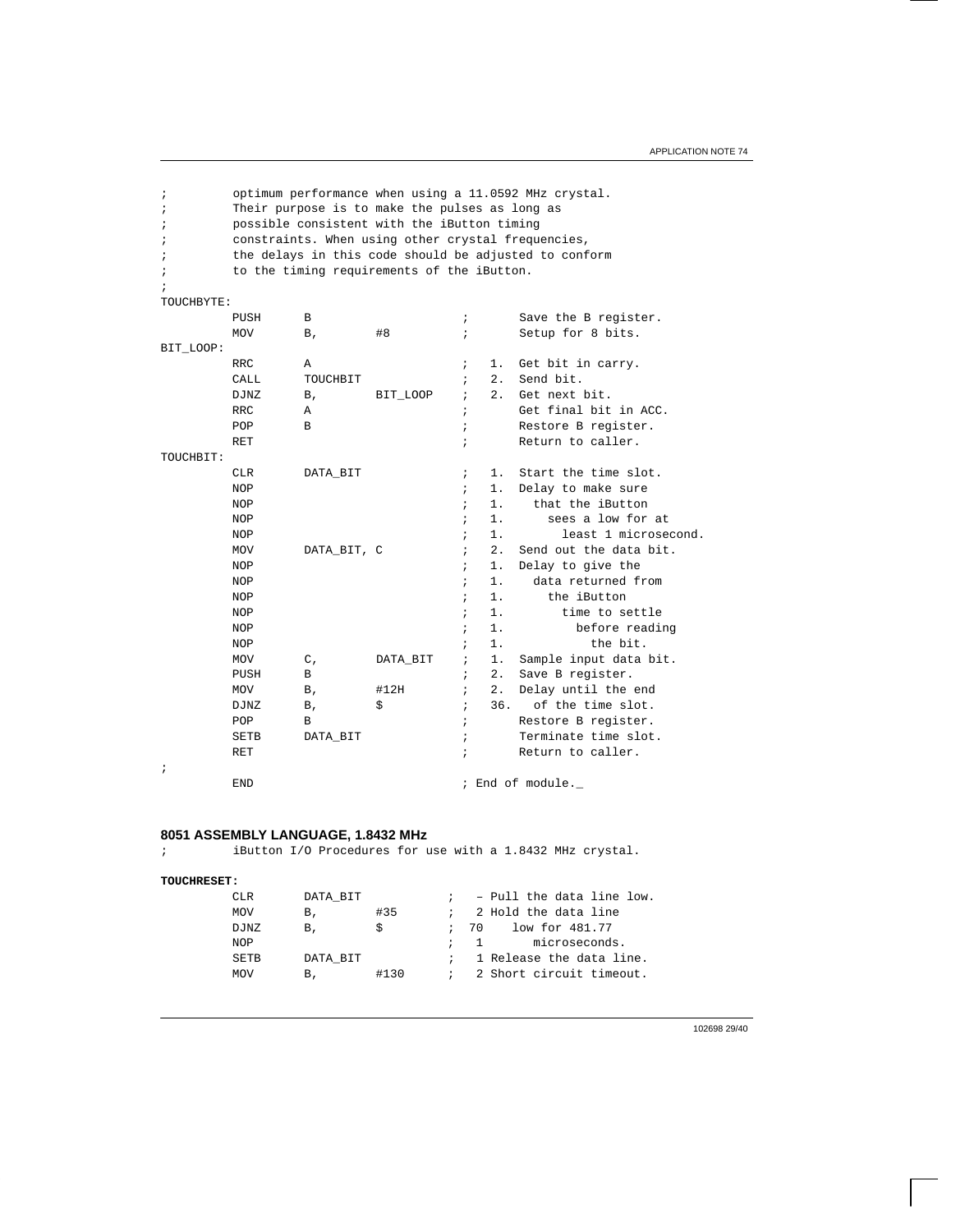```
;         optimum performance when using a 11.0592 MHz crystal.
;         Their purpose is to make the pulses as long as
;         possible consistent with the iButton timing
;         constraints. When using other crystal frequencies,
;         the delays in this code should be adjusted to conform
;         to the timing requirements of the iButton.
;
TOUCHBYTE:
          PUSH      B                       ;       Save the B register.
          MOV       B,        #8            ;       Setup for 8 bits.
BIT_LOOP:
          RRC       A                       ;   1.  Get bit in carry.
          CALL      TOUCHBIT                ;   2.  Send bit.
          DJNZ      B,        BIT_LOOP      ;   2.  Get next bit.
          RRC       A                       ;       Get final bit in ACC.
          POP       B                       ;       Restore B register.
          RET                               ;       Return to caller.
TOUCHBIT:
          CLR       DATA_BIT                ;   1.  Start the time slot.
          NOP                               ;   1.  Delay to make sure
          NOP                               ;   1.    that the iButton
          NOP                               ;   1.      sees a low for at
          NOP                               ;   1.        least 1 microsecond.
          MOV       DATA_BIT, C             ;   2.  Send out the data bit.
          NOP                               ;   1.  Delay to give the
          NOP                               ;   1.    data returned from
          NOP                               ;   1.      the iButton
          NOP                               ;   1.        time to settle
          NOP                               ;   1.          before reading
          NOP                               ;   1.            the bit.
          MOV       C,        DATA_BIT      ;   1.  Sample input data bit.
          PUSH      B                       ;   2.  Save B register.
          MOV       B,        #12H          ;   2.  Delay until the end
          DJNZ      B,        $             ;   36.   of the time slot.
          POP       B                       ;       Restore B register.
          SETB      DATA_BIT                ;       Terminate time slot.
          RET                               ;       Return to caller.
;
          END                               ; End of module._
```

### 8051 ASSEMBLY LANGUAGE, 1.8432 MHz

```
;         iButton I/O Procedures for use with a 1.8432 MHz crystal.

TOUCHRESET:
          CLR       DATA_BIT            ;   – Pull the data line low.
          MOV       B,        #35       ;   2 Hold the data line
          DJNZ      B,        $         ;  70    low for 481.77
          NOP                           ;   1       microseconds.
          SETB      DATA_BIT            ;   1 Release the data line.
          MOV       B,        #130      ;   2 Short circuit timeout.
```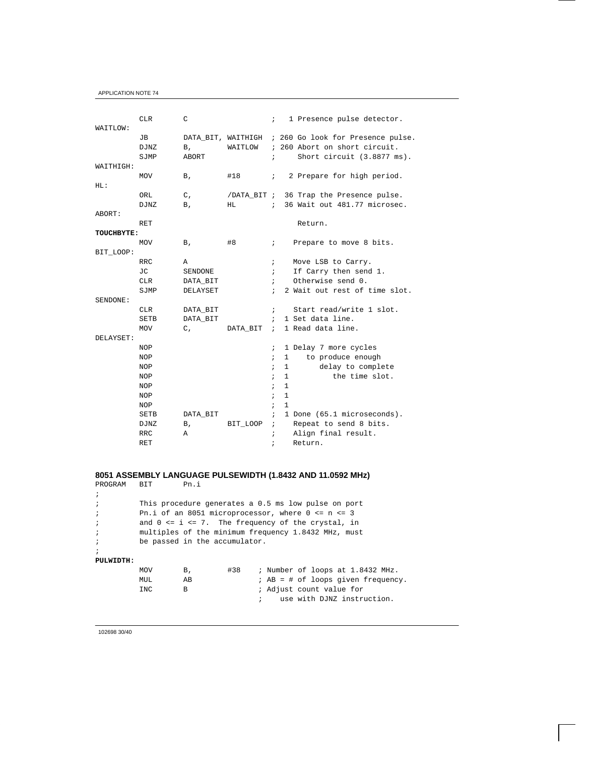```
         CLR      C                  ;   1 Presence pulse detector.
WAITLOW:
         JB       DATA_BIT, WAITHIGH  ; 260 Go look for Presence pulse.
         DJNZ     B,       WAITLOW   ; 260 Abort on short circuit.
         SJMP     ABORT              ;     Short circuit (3.8877 ms).
WAITHIGH:
         MOV      B,       #18       ;   2 Prepare for high period.
HL:
         ORL      C,       /DATA_BIT ;  36 Trap the Presence pulse.
         DJNZ     B,       HL        ;  36 Wait out 481.77 microsec.
ABORT:
         RET                               Return.
TOUCHBYTE:
         MOV      B,       #8        ;    Prepare to move 8 bits.
BIT_LOOP:
         RRC      A                  ;    Move LSB to Carry.
         JC       SENDONE            ;    If Carry then send 1.
         CLR      DATA_BIT           ;    Otherwise send 0.
         SJMP     DELAYSET           ;  2 Wait out rest of time slot.
SENDONE:
         CLR      DATA_BIT           ;    Start read/write 1 slot.
         SETB     DATA_BIT           ;  1 Set data line.
         MOV      C,       DATA_BIT  ;  1 Read data line.
DELAYSET:
         NOP                         ;  1 Delay 7 more cycles
         NOP                         ;  1    to produce enough
         NOP                         ;  1       delay to complete
         NOP                         ;  1          the time slot.
         NOP                         ;  1
         NOP                         ;  1
         NOP                         ;  1
         SETB     DATA_BIT           ;  1 Done (65.1 microseconds).
         DJNZ     B,       BIT_LOOP  ;    Repeat to send 8 bits.
         RRC      A                  ;    Align final result.
         RET                         ;    Return.
```

### 8051 ASSEMBLY LANGUAGE PULSEWIDTH (1.8432 AND 11.0592 MHz)

```
PROGRAM  BIT      Pn.i
;
;        This procedure generates a 0.5 ms low pulse on port
;        Pn.i of an 8051 microprocessor, where 0 <= n <= 3
;        and 0 <= i <= 7.  The frequency of the crystal, in
;        multiples of the minimum frequency 1.8432 MHz, must
;        be passed in the accumulator.
;
PULWIDTH:
         MOV      B,       #38     ; Number of loops at 1.8432 MHz.
         MUL      AB               ; AB = # of loops given frequency.
         INC      B                ; Adjust count value for
                                   ;    use with DJNZ instruction.
```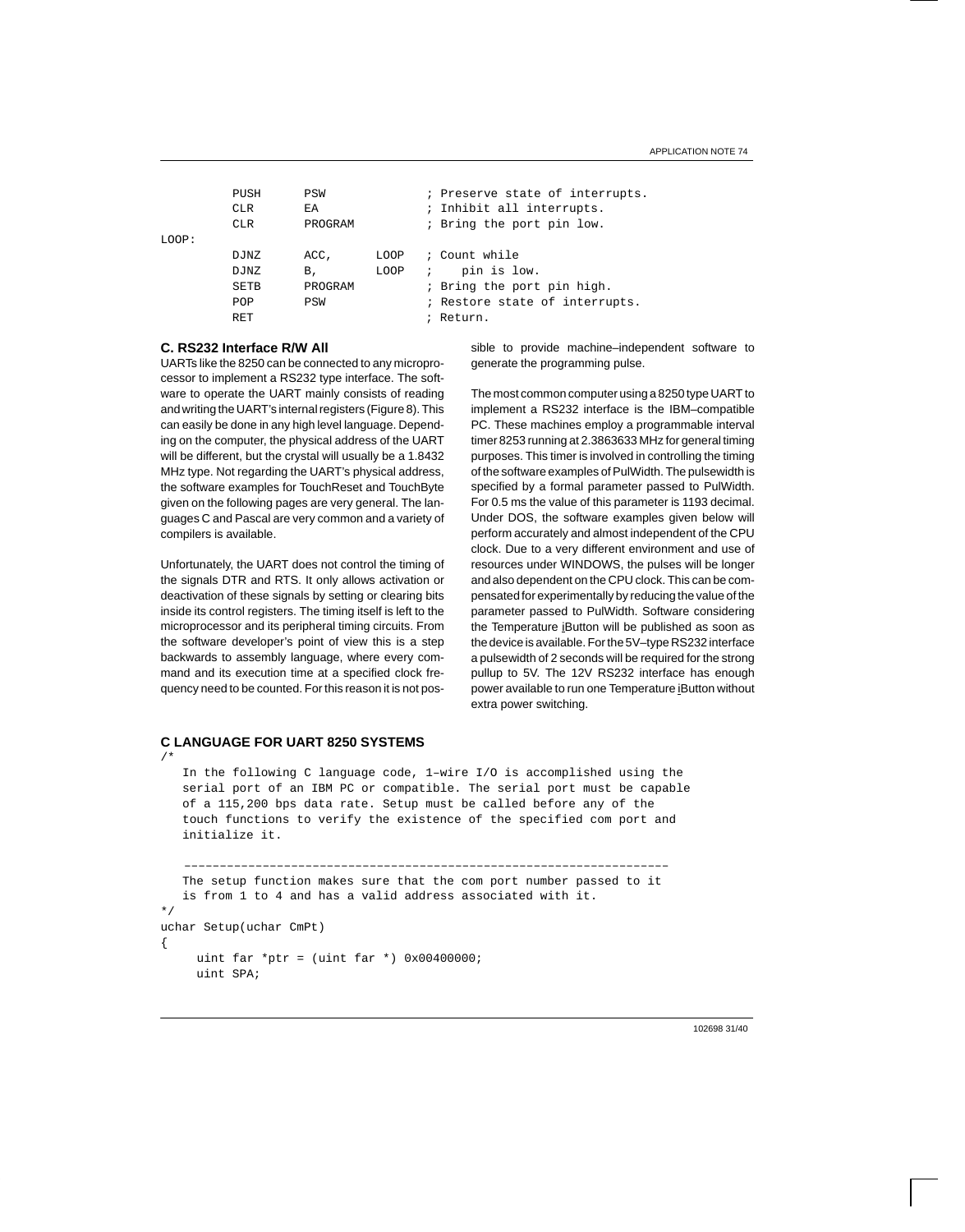```
        PUSH    PSW             ; Preserve state of interrupts.
        CLR     EA              ; Inhibit all interrupts.
        CLR     PROGRAM         ; Bring the port pin low.
LOOP:
        DJNZ    ACC,    LOOP    ; Count while
        DJNZ    B,      LOOP    ;    pin is low.
        SETB    PROGRAM         ; Bring the port pin high.
        POP     PSW             ; Restore state of interrupts.
        RET                     ; Return.
```

### C. RS232 Interface R/W All

UARTs like the 8250 can be connected to any microprocessor to implement a RS232 type interface. The software to operate the UART mainly consists of reading and writing the UART's internal registers (Figure 8). This can easily be done in any high level language. Depending on the computer, the physical address of the UART will be different, but the crystal will usually be a 1.8432 MHz type. Not regarding the UART's physical address, the software examples for TouchReset and TouchByte given on the following pages are very general. The languages C and Pascal are very common and a variety of compilers is available.

Unfortunately, the UART does not control the timing of the signals DTR and RTS. It only allows activation or deactivation of these signals by setting or clearing bits inside its control registers. The timing itself is left to the microprocessor and its peripheral timing circuits. From the software developer's point of view this is a step backwards to assembly language, where every command and its execution time at a specified clock frequency need to be counted. For this reason it is not possible to provide machine–independent software to generate the programming pulse.

The most common computer using a 8250 type UART to implement a RS232 interface is the IBM–compatible PC. These machines employ a programmable interval timer 8253 running at 2.3863633 MHz for general timing purposes. This timer is involved in controlling the timing of the software examples of PulWidth. The pulsewidth is specified by a formal parameter passed to PulWidth. For 0.5 ms the value of this parameter is 1193 decimal. Under DOS, the software examples given below will perform accurately and almost independent of the CPU clock. Due to a very different environment and use of resources under WINDOWS, the pulses will be longer and also dependent on the CPU clock. This can be compensated for experimentally by reducing the value of the parameter passed to PulWidth. Software considering the Temperature iButton will be published as soon as the device is available. For the 5V–type RS232 interface a pulsewidth of 2 seconds will be required for the strong pullup to 5V. The 12V RS232 interface has enough power available to run one Temperature iButton without extra power switching.

### C LANGUAGE FOR UART 8250 SYSTEMS

```
/*
   In the following C language code, 1–wire I/O is accomplished using the
   serial port of an IBM PC or compatible. The serial port must be capable
   of a 115,200 bps data rate. Setup must be called before any of the
   touch functions to verify the existence of the specified com port and
   initialize it.

   ––––––––––––––––––––––––––––––––––––––––––––––––––––––––––––––––––––
   The setup function makes sure that the com port number passed to it
   is from 1 to 4 and has a valid address associated with it.
*/
uchar Setup(uchar CmPt)
{
     uint far *ptr = (uint far *) 0x00400000;
     uint SPA;
```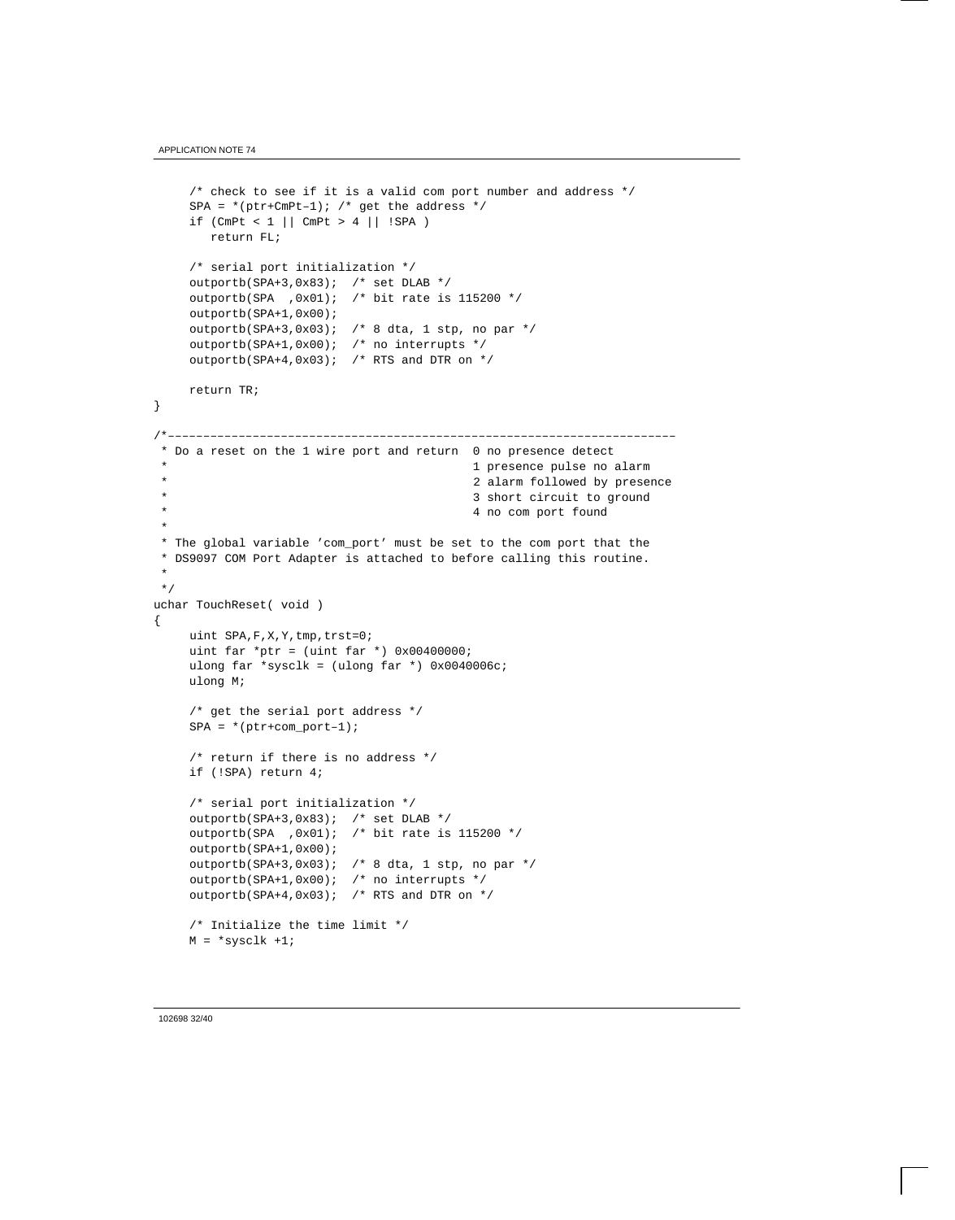```
     /* check to see if it is a valid com port number and address */
     SPA = *(ptr+CmPt–1); /* get the address */
     if (CmPt < 1 || CmPt > 4 || !SPA )
        return FL;

     /* serial port initialization */
     outportb(SPA+3,0x83);  /* set DLAB */
     outportb(SPA  ,0x01);  /* bit rate is 115200 */
     outportb(SPA+1,0x00);
     outportb(SPA+3,0x03);  /* 8 dta, 1 stp, no par */
     outportb(SPA+1,0x00);  /* no interrupts */
     outportb(SPA+4,0x03);  /* RTS and DTR on */

     return TR;
}

/*–––––––––––––––––––––––––––––––––––––––––––––––––––––––––––––––––––––
 * Do a reset on the 1 wire port and return  0 no presence detect
 *                                           1 presence pulse no alarm
 *                                           2 alarm followed by presence
 *                                           3 short circuit to ground
 *                                           4 no com port found
 *
 * The global variable 'com_port' must be set to the com port that the
 * DS9097 COM Port Adapter is attached to before calling this routine.
 *
 */
uchar TouchReset( void )
{
     uint SPA,F,X,Y,tmp,trst=0;
     uint far *ptr = (uint far *) 0x00400000;
     ulong far *sysclk = (ulong far *) 0x0040006c;
     ulong M;

     /* get the serial port address */
     SPA = *(ptr+com_port–1);

     /* return if there is no address */
     if (!SPA) return 4;

     /* serial port initialization */
     outportb(SPA+3,0x83);  /* set DLAB */
     outportb(SPA  ,0x01);  /* bit rate is 115200 */
     outportb(SPA+1,0x00);
     outportb(SPA+3,0x03);  /* 8 dta, 1 stp, no par */
     outportb(SPA+1,0x00);  /* no interrupts */
     outportb(SPA+4,0x03);  /* RTS and DTR on */

     /* Initialize the time limit */
     M = *sysclk +1;
```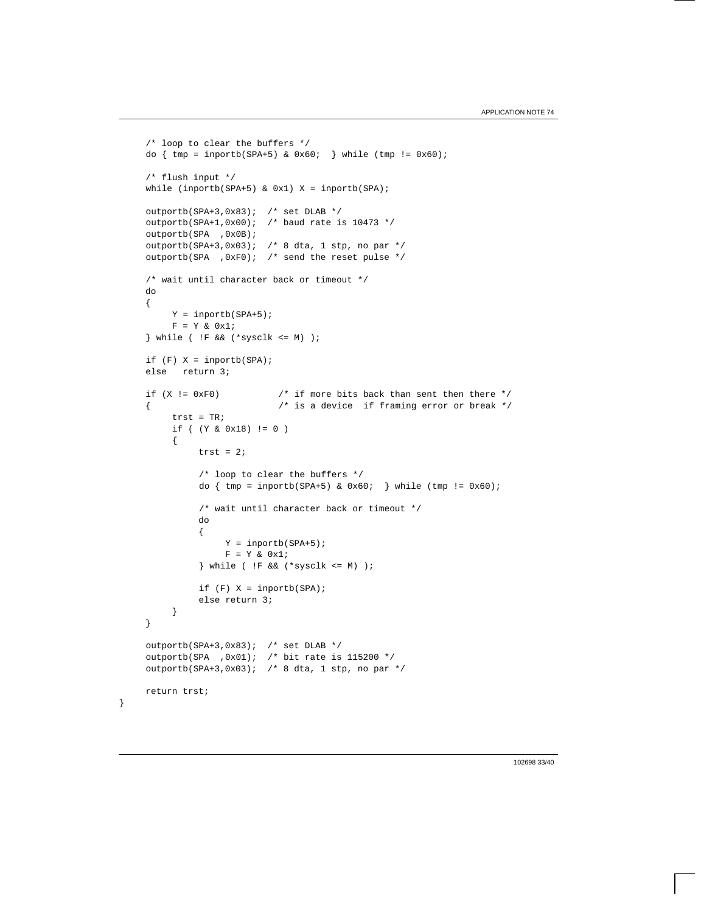```
    /* loop to clear the buffers */
    do { tmp = inportb(SPA+5) & 0x60;  } while (tmp != 0x60);

    /* flush input */
    while (inportb(SPA+5) & 0x1) X = inportb(SPA);

    outportb(SPA+3,0x83);  /* set DLAB */
    outportb(SPA+1,0x00);  /* baud rate is 10473 */
    outportb(SPA  ,0x0B);
    outportb(SPA+3,0x03);  /* 8 dta, 1 stp, no par */
    outportb(SPA  ,0xF0);  /* send the reset pulse */

    /* wait until character back or timeout */
    do
    {
         Y = inportb(SPA+5);
         F = Y & 0x1;
    } while ( !F && (*sysclk <= M) );

    if (F) X = inportb(SPA);
    else   return 3;

    if (X != 0xF0)           /* if more bits back than sent then there */
    {                        /* is a device  if framing error or break */
         trst = TR;
         if ( (Y & 0x18) != 0 )
         {
              trst = 2;

              /* loop to clear the buffers */
              do { tmp = inportb(SPA+5) & 0x60;  } while (tmp != 0x60);

              /* wait until character back or timeout */
              do
              {
                   Y = inportb(SPA+5);
                   F = Y & 0x1;
              } while ( !F && (*sysclk <= M) );

              if (F) X = inportb(SPA);
              else return 3;
         }
    }

    outportb(SPA+3,0x83);  /* set DLAB */
    outportb(SPA  ,0x01);  /* bit rate is 115200 */
    outportb(SPA+3,0x03);  /* 8 dta, 1 stp, no par */

    return trst;
}
```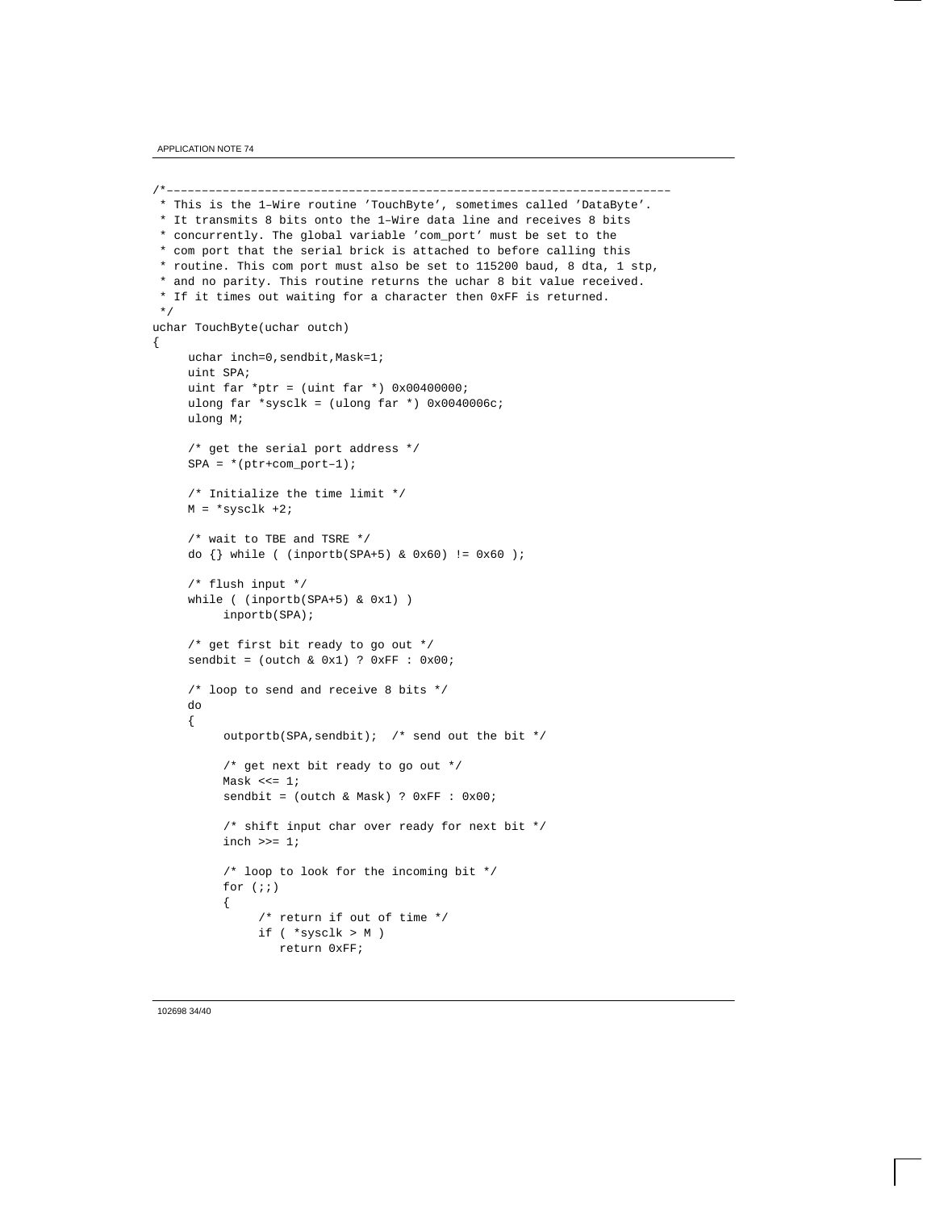```
/*-------------------------------------------------------------------------
 * This is the 1–Wire routine 'TouchByte', sometimes called 'DataByte'.
 * It transmits 8 bits onto the 1–Wire data line and receives 8 bits
 * concurrently. The global variable 'com_port' must be set to the
 * com port that the serial brick is attached to before calling this
 * routine. This com port must also be set to 115200 baud, 8 dta, 1 stp,
 * and no parity. This routine returns the uchar 8 bit value received.
 * If it times out waiting for a character then 0xFF is returned.
 */
uchar TouchByte(uchar outch)
{
     uchar inch=0,sendbit,Mask=1;
     uint SPA;
     uint far *ptr = (uint far *) 0x00400000;
     ulong far *sysclk = (ulong far *) 0x0040006c;
     ulong M;

     /* get the serial port address */
     SPA = *(ptr+com_port–1);

     /* Initialize the time limit */
     M = *sysclk +2;

     /* wait to TBE and TSRE */
     do {} while ( (inportb(SPA+5) & 0x60) != 0x60 );

     /* flush input */
     while ( (inportb(SPA+5) & 0x1) )
          inportb(SPA);

     /* get first bit ready to go out */
     sendbit = (outch & 0x1) ? 0xFF : 0x00;

     /* loop to send and receive 8 bits */
     do
     {
          outportb(SPA,sendbit);  /* send out the bit */

          /* get next bit ready to go out */
          Mask <<= 1;
          sendbit = (outch & Mask) ? 0xFF : 0x00;

          /* shift input char over ready for next bit */
          inch >>= 1;

          /* loop to look for the incoming bit */
          for (;;)
          {
               /* return if out of time */
               if ( *sysclk > M )
                  return 0xFF;
```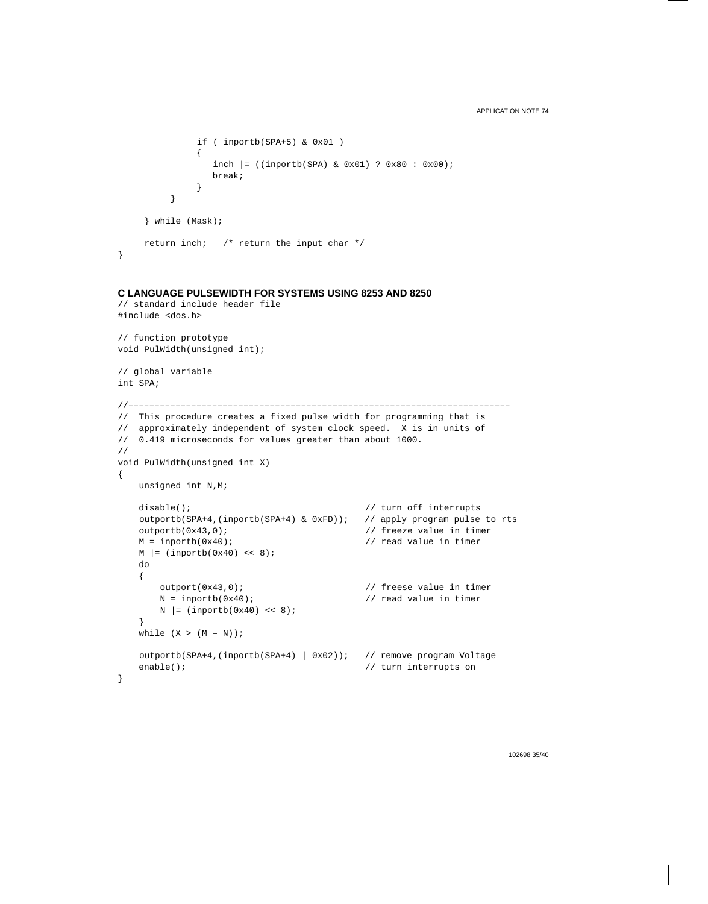```
            if ( inportb(SPA+5) & 0x01 )
            {
               inch |= ((inportb(SPA) & 0x01) ? 0x80 : 0x00);
               break;
            }
         }

     } while (Mask);

     return inch;   /* return the input char */
}
```

**C LANGUAGE PULSEWIDTH FOR SYSTEMS USING 8253 AND 8250**

```
// standard include header file
#include <dos.h>

// function prototype
void PulWidth(unsigned int);

// global variable
int SPA;

//–––––––––––––––––––––––––––––––––––––––––––––––––––––––––––––––––––––––––
//  This procedure creates a fixed pulse width for programming that is
//  approximately independent of system clock speed.  X is in units of
//  0.419 microseconds for values greater than about 1000.
//
void PulWidth(unsigned int X)
{
    unsigned int N,M;

    disable();                                  // turn off interrupts
    outportb(SPA+4,(inportb(SPA+4) & 0xFD));   // apply program pulse to rts
    outportb(0x43,0);                           // freeze value in timer
    M = inportb(0x40);                          // read value in timer
    M |= (inportb(0x40) << 8);
    do
    {
        outport(0x43,0);                        // freese value in timer
        N = inportb(0x40);                      // read value in timer
        N |= (inportb(0x40) << 8);
    }
    while (X > (M – N));

    outportb(SPA+4,(inportb(SPA+4) | 0x02));   // remove program Voltage
    enable();                                   // turn interrupts on
}
```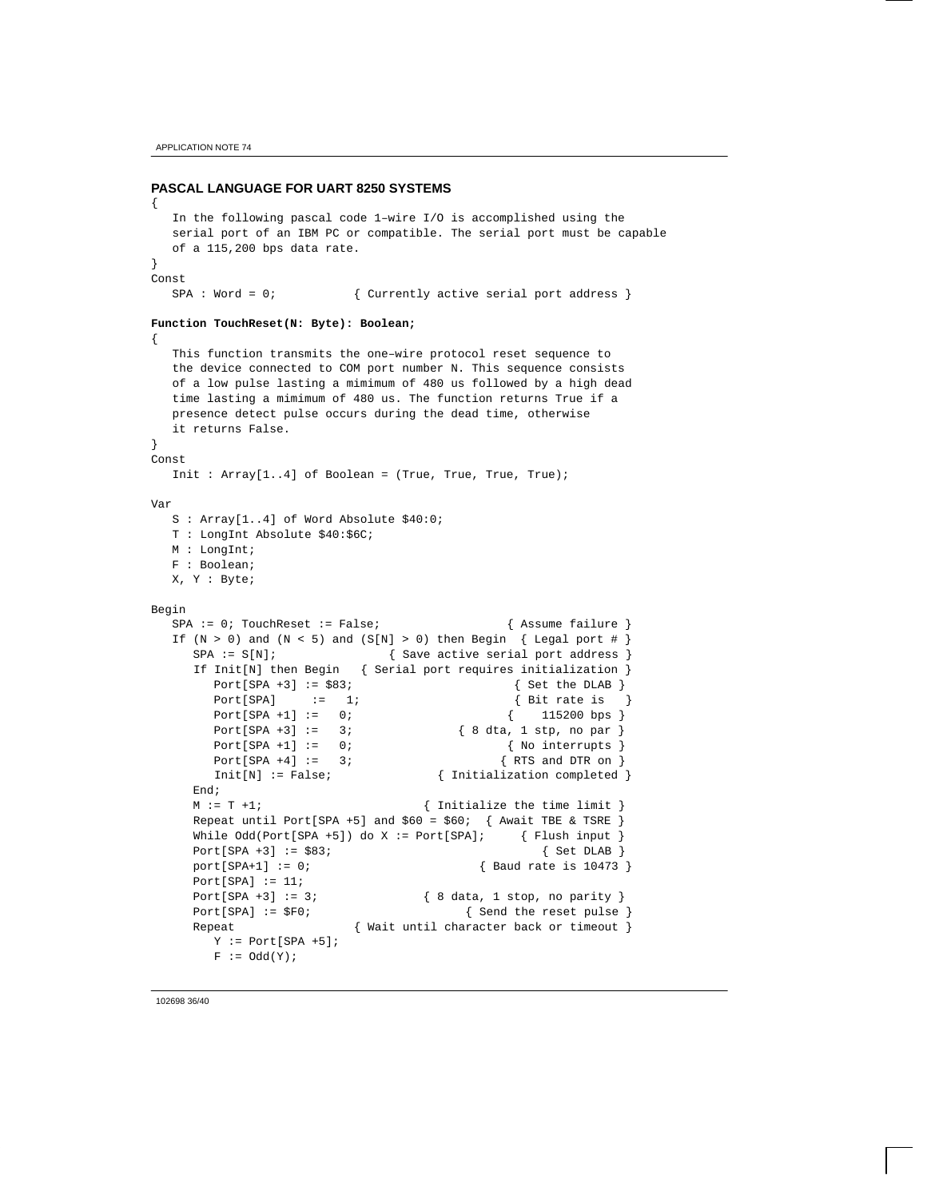### PASCAL LANGUAGE FOR UART 8250 SYSTEMS

```
{
   In the following pascal code 1–wire I/O is accomplished using the
   serial port of an IBM PC or compatible. The serial port must be capable
   of a 115,200 bps data rate.
}
Const
   SPA : Word = 0;          { Currently active serial port address }
```

**Function TouchReset(N: Byte): Boolean;**

```
{
   This function transmits the one–wire protocol reset sequence to
   the device connected to COM port number N. This sequence consists
   of a low pulse lasting a mimimum of 480 us followed by a high dead
   time lasting a mimimum of 480 us. The function returns True if a
   presence detect pulse occurs during the dead time, otherwise
   it returns False.
}
Const
   Init : Array[1..4] of Boolean = (True, True, True, True);

Var
   S : Array[1..4] of Word Absolute $40:0;
   T : LongInt Absolute $40:$6C;
   M : LongInt;
   F : Boolean;
   X, Y : Byte;

Begin
   SPA := 0; TouchReset := False;                  { Assume failure }
   If (N > 0) and (N < 5) and (S[N] > 0) then Begin  { Legal port # }
      SPA := S[N];                { Save active serial port address }
      If Init[N] then Begin   { Serial port requires initialization }
         Port[SPA +3] := $83;                       { Set the DLAB }
         Port[SPA]     :=   1;                      { Bit rate is   }
         Port[SPA +1] :=   0;                      {    115200 bps }
         Port[SPA +3] :=   3;               { 8 dta, 1 stp, no par }
         Port[SPA +1] :=   0;                      { No interrupts }
         Port[SPA +4] :=   3;                     { RTS and DTR on }
         Init[N] := False;               { Initialization completed }
      End;
      M := T +1;                       { Initialize the time limit }
      Repeat until Port[SPA +5] and $60 = $60;  { Await TBE & TSRE }
      While Odd(Port[SPA +5]) do X := Port[SPA];     { Flush input }
      Port[SPA +3] := $83;                              { Set DLAB }
      port[SPA+1] := 0;                        { Baud rate is 10473 }
      Port[SPA] := 11;
      Port[SPA +3] := 3;               { 8 data, 1 stop, no parity }
      Port[SPA] := $F0;                       { Send the reset pulse }
      Repeat                 { Wait until character back or timeout }
         Y := Port[SPA +5];
         F := Odd(Y);
```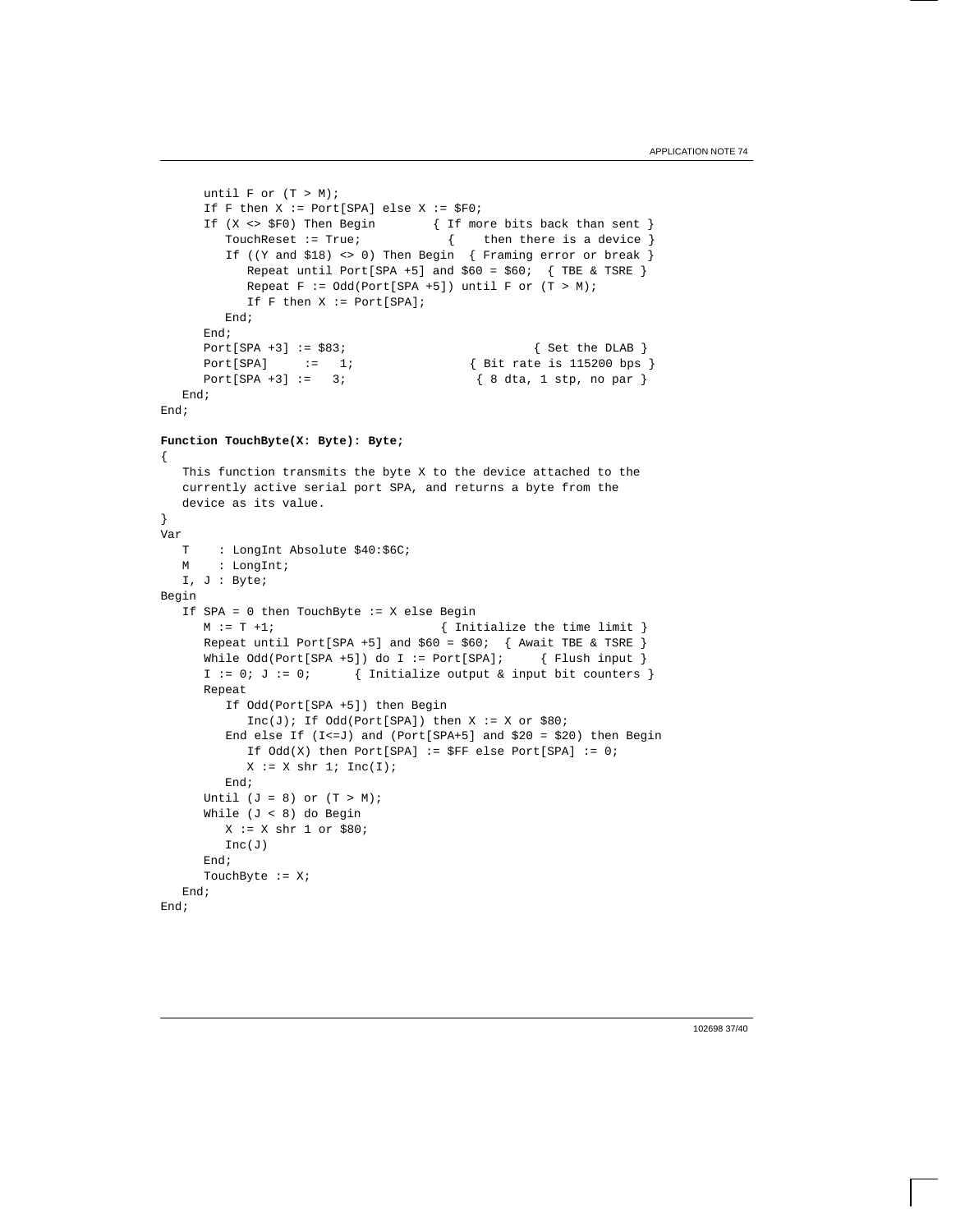```
      until F or (T > M);
      If F then X := Port[SPA] else X := $F0;
      If (X <> $F0) Then Begin        { If more bits back than sent }
         TouchReset := True;            {    then there is a device }
         If ((Y and $18) <> 0) Then Begin  { Framing error or break }
            Repeat until Port[SPA +5] and $60 = $60;  { TBE & TSRE }
            Repeat F := Odd(Port[SPA +5]) until F or (T > M);
            If F then X := Port[SPA];
         End;
      End;
      Port[SPA +3] := $83;                            { Set the DLAB }
      Port[SPA]     :=   1;                { Bit rate is 115200 bps }
      Port[SPA +3] :=   3;                  { 8 dta, 1 stp, no par }
   End;
End;
```

**Function TouchByte(X: Byte): Byte;**

```
{
   This function transmits the byte X to the device attached to the
   currently active serial port SPA, and returns a byte from the
   device as its value.
}
Var
   T    : LongInt Absolute $40:$6C;
   M    : LongInt;
   I, J : Byte;
Begin
   If SPA = 0 then TouchByte := X else Begin
      M := T +1;                        { Initialize the time limit }
      Repeat until Port[SPA +5] and $60 = $60;  { Await TBE & TSRE }
      While Odd(Port[SPA +5]) do I := Port[SPA];     { Flush input }
      I := 0; J := 0;      { Initialize output & input bit counters }
      Repeat
         If Odd(Port[SPA +5]) then Begin
            Inc(J); If Odd(Port[SPA]) then X := X or $80;
         End else If (I<=J) and (Port[SPA+5] and $20 = $20) then Begin
            If Odd(X) then Port[SPA] := $FF else Port[SPA] := 0;
            X := X shr 1; Inc(I);
         End;
      Until (J = 8) or (T > M);
      While (J < 8) do Begin
         X := X shr 1 or $80;
         Inc(J)
      End;
      TouchByte := X;
   End;
End;
```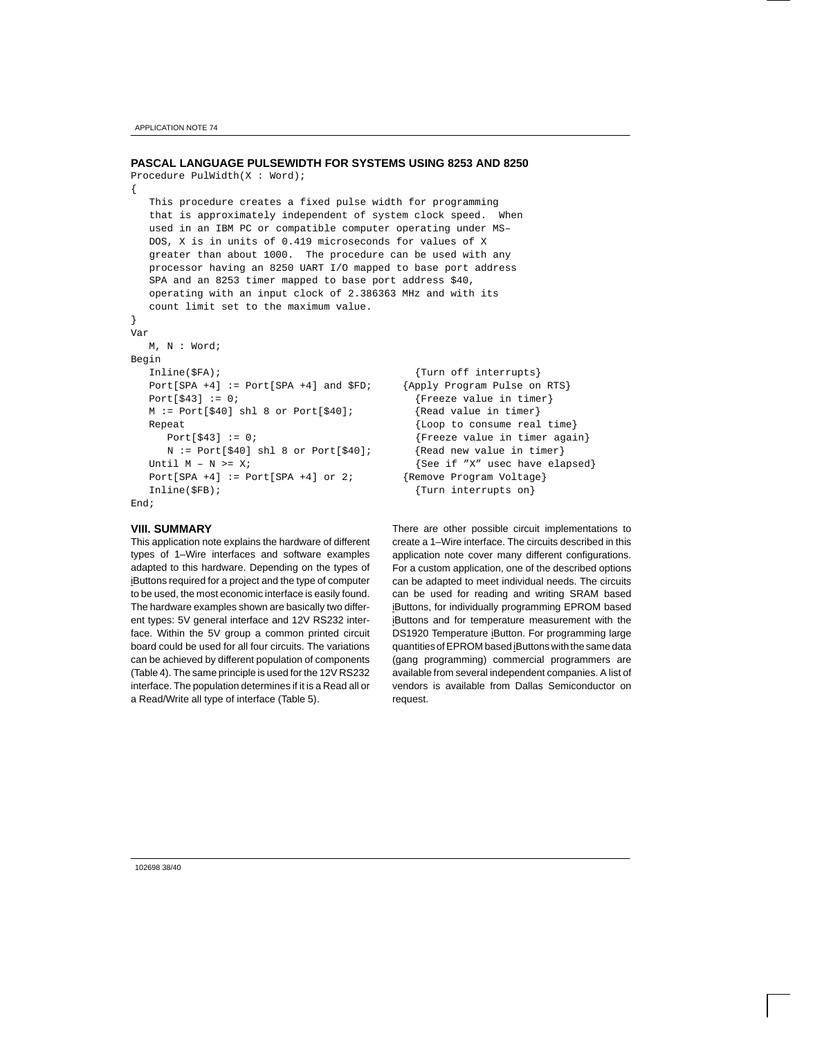### PASCAL LANGUAGE PULSEWIDTH FOR SYSTEMS USING 8253 AND 8250

```
Procedure PulWidth(X : Word);
{
   This procedure creates a fixed pulse width for programming
   that is approximately independent of system clock speed.  When
   used in an IBM PC or compatible computer operating under MS–
   DOS, X is in units of 0.419 microseconds for values of X
   greater than about 1000.  The procedure can be used with any
   processor having an 8250 UART I/O mapped to base port address
   SPA and an 8253 timer mapped to base port address $40,
   operating with an input clock of 2.386363 MHz and with its
   count limit set to the maximum value.
}
Var
   M, N : Word;
Begin
   Inline($FA);                                {Turn off interrupts}
   Port[SPA +4] := Port[SPA +4] and $FD;     {Apply Program Pulse on RTS}
   Port[$43] := 0;                             {Freeze value in timer}
   M := Port[$40] shl 8 or Port[$40];          {Read value in timer}
   Repeat                                      {Loop to consume real time}
      Port[$43] := 0;                          {Freeze value in timer again}
      N := Port[$40] shl 8 or Port[$40];       {Read new value in timer}
   Until M – N >= X;                           {See if ”X” usec have elapsed}
   Port[SPA +4] := Port[SPA +4] or 2;        {Remove Program Voltage}
   Inline($FB);                                {Turn interrupts on}
End;
```

### VIII. SUMMARY

This application note explains the hardware of different types of 1–Wire interfaces and software examples adapted to this hardware. Depending on the types of iButtons required for a project and the type of computer to be used, the most economic interface is easily found. The hardware examples shown are basically two different types: 5V general interface and 12V RS232 interface. Within the 5V group a common printed circuit board could be used for all four circuits. The variations can be achieved by different population of components (Table 4). The same principle is used for the 12V RS232 interface. The population determines if it is a Read all or a Read/Write all type of interface (Table 5).

There are other possible circuit implementations to create a 1–Wire interface. The circuits described in this application note cover many different configurations. For a custom application, one of the described options can be adapted to meet individual needs. The circuits can be used for reading and writing SRAM based iButtons, for individually programming EPROM based iButtons and for temperature measurement with the DS1920 Temperature iButton. For programming large quantities of EPROM based iButtons with the same data (gang programming) commercial programmers are available from several independent companies. A list of vendors is available from Dallas Semiconductor on request.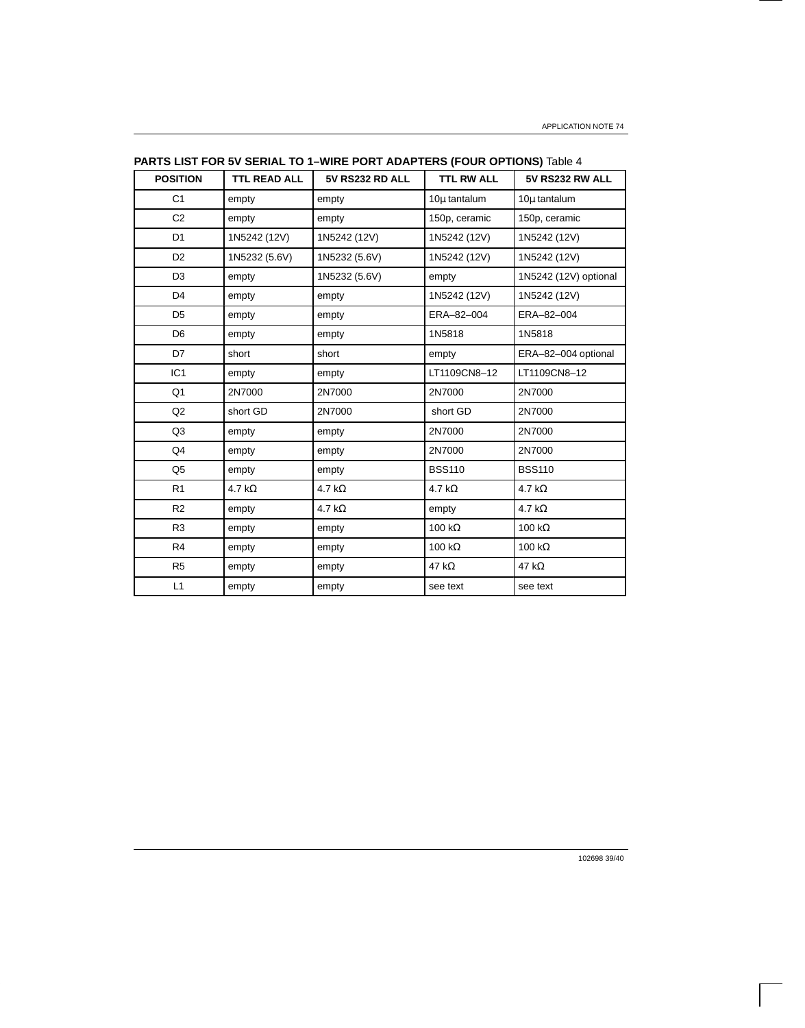**PARTS LIST FOR 5V SERIAL TO 1–WIRE PORT ADAPTERS (FOUR OPTIONS)** Table 4

| POSITION | TTL READ ALL | 5V RS232 RD ALL | TTL RW ALL | 5V RS232 RW ALL |
|---|---|---|---|---|
| C1 | empty | empty | 10µ tantalum | 10µ tantalum |
| C2 | empty | empty | 150p, ceramic | 150p, ceramic |
| D1 | 1N5242 (12V) | 1N5242 (12V) | 1N5242 (12V) | 1N5242 (12V) |
| D2 | 1N5232 (5.6V) | 1N5232 (5.6V) | 1N5242 (12V) | 1N5242 (12V) |
| D3 | empty | 1N5232 (5.6V) | empty | 1N5242 (12V) optional |
| D4 | empty | empty | 1N5242 (12V) | 1N5242 (12V) |
| D5 | empty | empty | ERA–82–004 | ERA–82–004 |
| D6 | empty | empty | 1N5818 | 1N5818 |
| D7 | short | short | empty | ERA–82–004 optional |
| IC1 | empty | empty | LT1109CN8–12 | LT1109CN8–12 |
| Q1 | 2N7000 | 2N7000 | 2N7000 | 2N7000 |
| Q2 | short GD | 2N7000 | short GD | 2N7000 |
| Q3 | empty | empty | 2N7000 | 2N7000 |
| Q4 | empty | empty | 2N7000 | 2N7000 |
| Q5 | empty | empty | BSS110 | BSS110 |
| R1 | 4.7 kΩ | 4.7 kΩ | 4.7 kΩ | 4.7 kΩ |
| R2 | empty | 4.7 kΩ | empty | 4.7 kΩ |
| R3 | empty | empty | 100 kΩ | 100 kΩ |
| R4 | empty | empty | 100 kΩ | 100 kΩ |
| R5 | empty | empty | 47 kΩ | 47 kΩ |
| L1 | empty | empty | see text | see text |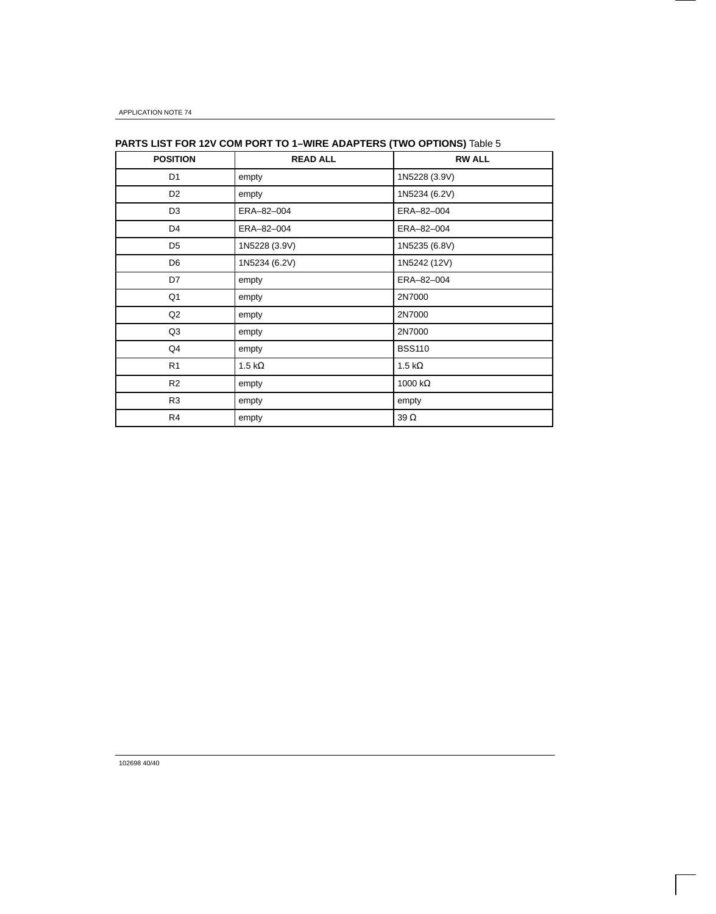**PARTS LIST FOR 12V COM PORT TO 1–WIRE ADAPTERS (TWO OPTIONS)** Table 5

| POSITION | READ ALL | RW ALL |
|---|---|---|
| D1 | empty | 1N5228 (3.9V) |
| D2 | empty | 1N5234 (6.2V) |
| D3 | ERA–82–004 | ERA–82–004 |
| D4 | ERA–82–004 | ERA–82–004 |
| D5 | 1N5228 (3.9V) | 1N5235 (6.8V) |
| D6 | 1N5234 (6.2V) | 1N5242 (12V) |
| D7 | empty | ERA–82–004 |
| Q1 | empty | 2N7000 |
| Q2 | empty | 2N7000 |
| Q3 | empty | 2N7000 |
| Q4 | empty | BSS110 |
| R1 | 1.5 kΩ | 1.5 kΩ |
| R2 | empty | 1000 kΩ |
| R3 | empty | empty |
| R4 | empty | 39 Ω |